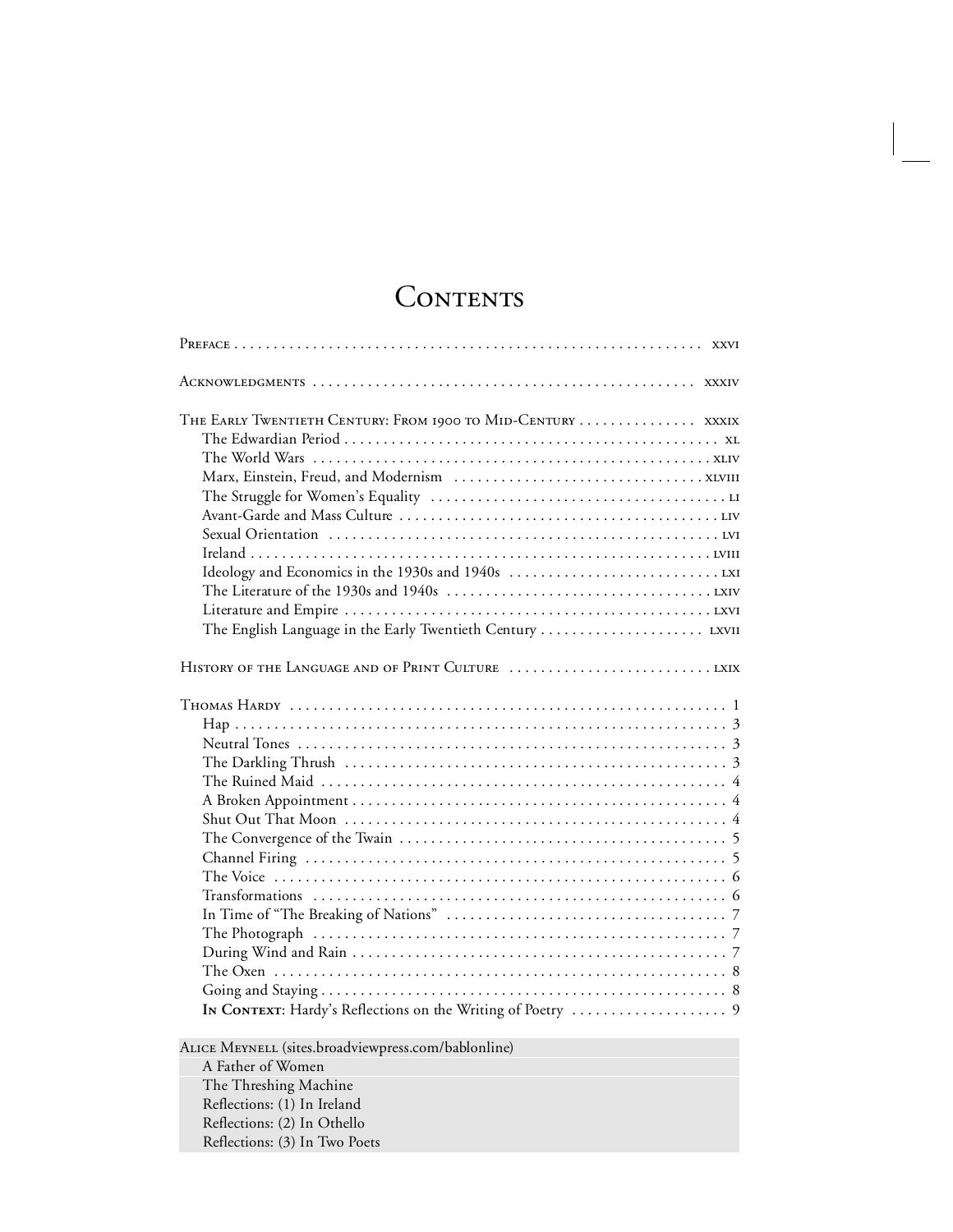# Contents

Preface . . . . . . . . . . . . . . . . . . . . . . . . . . . . . . . . . . . . . . . . . . . . . . . . . . . . . . . . . . . . xxvi

Acknowledgments . . . . . . . . . . . . . . . . . . . . . . . . . . . . . . . . . . . . . . . . . . . . . . . . . xxxiv

The Early Twentieth Century: From 1900 to Mid-Century . . . . . . . . . . . . . . . xxxix
- The Edwardian Period . . . . . . . . . . . . . . . . . . . . . . . . . . . . . . . . . . . . . . . . . . . . . . . . xl
- The World Wars . . . . . . . . . . . . . . . . . . . . . . . . . . . . . . . . . . . . . . . . . . . . . . . . . . xliv
- Marx, Einstein, Freud, and Modernism . . . . . . . . . . . . . . . . . . . . . . . . . . . . . . . . xlviii
- The Struggle for Women's Equality . . . . . . . . . . . . . . . . . . . . . . . . . . . . . . . . . . . . . . li
- Avant-Garde and Mass Culture . . . . . . . . . . . . . . . . . . . . . . . . . . . . . . . . . . . . . . . . . liv
- Sexual Orientation . . . . . . . . . . . . . . . . . . . . . . . . . . . . . . . . . . . . . . . . . . . . . . . . . . lvi
- Ireland . . . . . . . . . . . . . . . . . . . . . . . . . . . . . . . . . . . . . . . . . . . . . . . . . . . . . . . . . . lviii
- Ideology and Economics in the 1930s and 1940s . . . . . . . . . . . . . . . . . . . . . . . . . . . lxi
- The Literature of the 1930s and 1940s . . . . . . . . . . . . . . . . . . . . . . . . . . . . . . . . . lxiv
- Literature and Empire . . . . . . . . . . . . . . . . . . . . . . . . . . . . . . . . . . . . . . . . . . . . . . . lxvi
- The English Language in the Early Twentieth Century . . . . . . . . . . . . . . . . . . . . . lxvii

History of the Language and of Print Culture . . . . . . . . . . . . . . . . . . . . . . . . . . lxix

Thomas Hardy . . . . . . . . . . . . . . . . . . . . . . . . . . . . . . . . . . . . . . . . . . . . . . . . . . . . . . 1
- Hap . . . . . . . . . . . . . . . . . . . . . . . . . . . . . . . . . . . . . . . . . . . . . . . . . . . . . . . . . . . . . 3
- Neutral Tones . . . . . . . . . . . . . . . . . . . . . . . . . . . . . . . . . . . . . . . . . . . . . . . . . . . . . . 3
- The Darkling Thrush . . . . . . . . . . . . . . . . . . . . . . . . . . . . . . . . . . . . . . . . . . . . . . . . . 3
- The Ruined Maid . . . . . . . . . . . . . . . . . . . . . . . . . . . . . . . . . . . . . . . . . . . . . . . . . . . . 4
- A Broken Appointment . . . . . . . . . . . . . . . . . . . . . . . . . . . . . . . . . . . . . . . . . . . . . . . . 4
- Shut Out That Moon . . . . . . . . . . . . . . . . . . . . . . . . . . . . . . . . . . . . . . . . . . . . . . . . . 4
- The Convergence of the Twain . . . . . . . . . . . . . . . . . . . . . . . . . . . . . . . . . . . . . . . . . 5
- Channel Firing . . . . . . . . . . . . . . . . . . . . . . . . . . . . . . . . . . . . . . . . . . . . . . . . . . . . . 5
- The Voice . . . . . . . . . . . . . . . . . . . . . . . . . . . . . . . . . . . . . . . . . . . . . . . . . . . . . . . . . 6
- Transformations . . . . . . . . . . . . . . . . . . . . . . . . . . . . . . . . . . . . . . . . . . . . . . . . . . . . 6
- In Time of "The Breaking of Nations" . . . . . . . . . . . . . . . . . . . . . . . . . . . . . . . . . . . 7
- The Photograph . . . . . . . . . . . . . . . . . . . . . . . . . . . . . . . . . . . . . . . . . . . . . . . . . . . . 7
- During Wind and Rain . . . . . . . . . . . . . . . . . . . . . . . . . . . . . . . . . . . . . . . . . . . . . . . . 7
- The Oxen . . . . . . . . . . . . . . . . . . . . . . . . . . . . . . . . . . . . . . . . . . . . . . . . . . . . . . . . . 8
- Going and Staying . . . . . . . . . . . . . . . . . . . . . . . . . . . . . . . . . . . . . . . . . . . . . . . . . . . 8
- **In Context**: Hardy's Reflections on the Writing of Poetry . . . . . . . . . . . . . . . . . . . 9

Alice Meynell (sites.broadviewpress.com/bablonline)
- A Father of Women
- The Threshing Machine
- Reflections: (1) In Ireland
- Reflections: (2) In Othello
- Reflections: (3) In Two Poets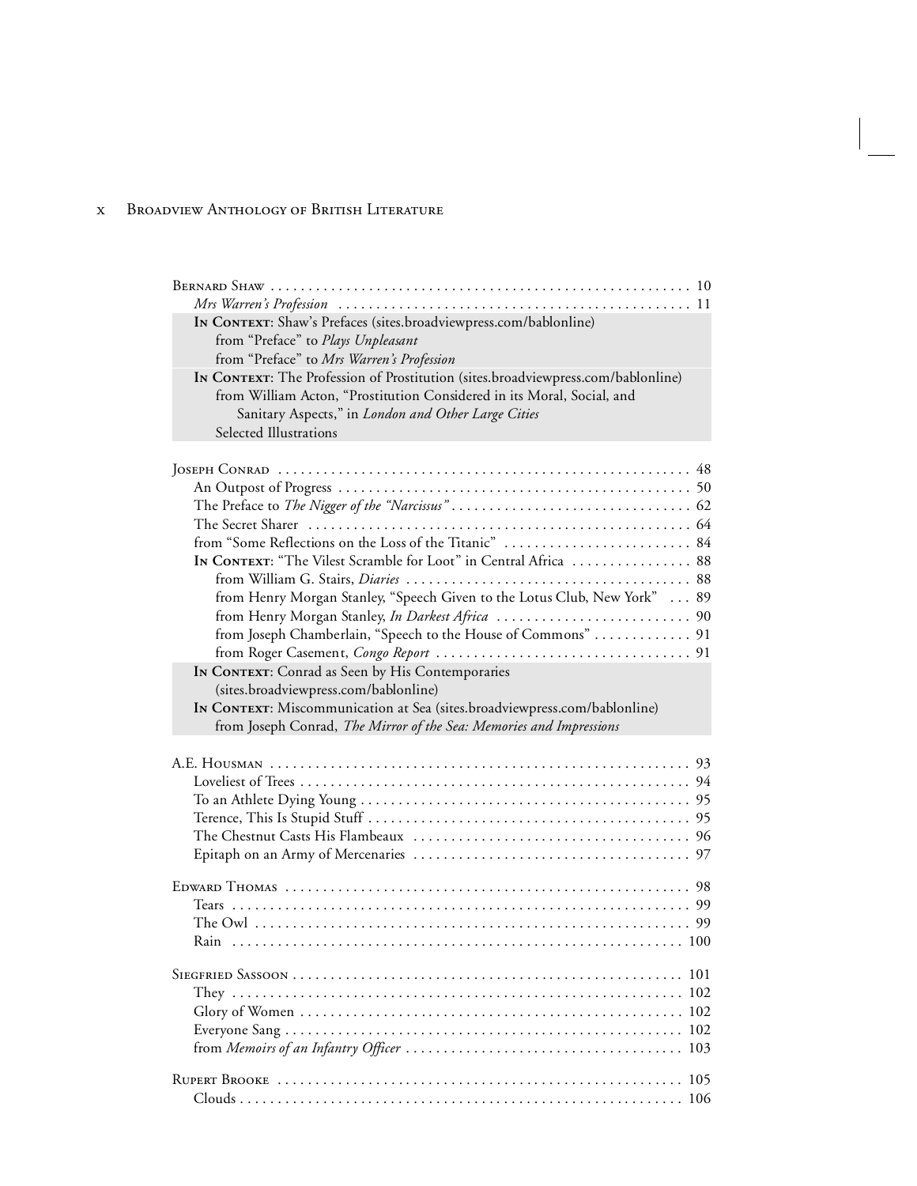Bernard Shaw . . . . . . . . . . . . . . . . . . . . . . . . . . . . . . . . . . . . . . . . . . . . . . . . . . . . . . . . 10
*Mrs Warren's Profession* . . . . . . . . . . . . . . . . . . . . . . . . . . . . . . . . . . . . . . . . . . . . . . . 11
**In Context**: Shaw's Prefaces (sites.broadviewpress.com/bablonline)
from "Preface" to *Plays Unpleasant*
from "Preface" to *Mrs Warren's Profession*
**In Context**: The Profession of Prostitution (sites.broadviewpress.com/bablonline)
from William Acton, "Prostitution Considered in its Moral, Social, and Sanitary Aspects," in *London and Other Large Cities*
Selected Illustrations

Joseph Conrad . . . . . . . . . . . . . . . . . . . . . . . . . . . . . . . . . . . . . . . . . . . . . . . . . . . . . . . 48
An Outpost of Progress . . . . . . . . . . . . . . . . . . . . . . . . . . . . . . . . . . . . . . . . . . . . . . . . 50
The Preface to *The Nigger of the "Narcissus"* . . . . . . . . . . . . . . . . . . . . . . . . . . . . . . . . 62
The Secret Sharer . . . . . . . . . . . . . . . . . . . . . . . . . . . . . . . . . . . . . . . . . . . . . . . . . . . 64
from "Some Reflections on the Loss of the Titanic" . . . . . . . . . . . . . . . . . . . . . . . . . 84
**In Context**: "The Vilest Scramble for Loot" in Central Africa . . . . . . . . . . . . . . . . 88
from William G. Stairs, *Diaries* . . . . . . . . . . . . . . . . . . . . . . . . . . . . . . . . . . . . . . 88
from Henry Morgan Stanley, "Speech Given to the Lotus Club, New York" . . . 89
from Henry Morgan Stanley, *In Darkest Africa* . . . . . . . . . . . . . . . . . . . . . . . . . . 90
from Joseph Chamberlain, "Speech to the House of Commons" . . . . . . . . . . . . . 91
from Roger Casement, *Congo Report* . . . . . . . . . . . . . . . . . . . . . . . . . . . . . . . . . . 91
**In Context**: Conrad as Seen by His Contemporaries (sites.broadviewpress.com/bablonline)
**In Context**: Miscommunication at Sea (sites.broadviewpress.com/bablonline)
from Joseph Conrad, *The Mirror of the Sea: Memories and Impressions*

A.E. Housman . . . . . . . . . . . . . . . . . . . . . . . . . . . . . . . . . . . . . . . . . . . . . . . . . . . . . . . 93
Loveliest of Trees . . . . . . . . . . . . . . . . . . . . . . . . . . . . . . . . . . . . . . . . . . . . . . . . . . . . 94
To an Athlete Dying Young . . . . . . . . . . . . . . . . . . . . . . . . . . . . . . . . . . . . . . . . . . . . 95
Terence, This Is Stupid Stuff . . . . . . . . . . . . . . . . . . . . . . . . . . . . . . . . . . . . . . . . . . . 95
The Chestnut Casts His Flambeaux . . . . . . . . . . . . . . . . . . . . . . . . . . . . . . . . . . . . . 96
Epitaph on an Army of Mercenaries . . . . . . . . . . . . . . . . . . . . . . . . . . . . . . . . . . . . . 97

Edward Thomas . . . . . . . . . . . . . . . . . . . . . . . . . . . . . . . . . . . . . . . . . . . . . . . . . . . . . . 98
Tears . . . . . . . . . . . . . . . . . . . . . . . . . . . . . . . . . . . . . . . . . . . . . . . . . . . . . . . . . . . . . 99
The Owl . . . . . . . . . . . . . . . . . . . . . . . . . . . . . . . . . . . . . . . . . . . . . . . . . . . . . . . . . . 99
Rain . . . . . . . . . . . . . . . . . . . . . . . . . . . . . . . . . . . . . . . . . . . . . . . . . . . . . . . . . . . . 100

Siegfried Sassoon . . . . . . . . . . . . . . . . . . . . . . . . . . . . . . . . . . . . . . . . . . . . . . . . . . . 101
They . . . . . . . . . . . . . . . . . . . . . . . . . . . . . . . . . . . . . . . . . . . . . . . . . . . . . . . . . . . . 102
Glory of Women . . . . . . . . . . . . . . . . . . . . . . . . . . . . . . . . . . . . . . . . . . . . . . . . . . . 102
Everyone Sang . . . . . . . . . . . . . . . . . . . . . . . . . . . . . . . . . . . . . . . . . . . . . . . . . . . . 102
from *Memoirs of an Infantry Officer* . . . . . . . . . . . . . . . . . . . . . . . . . . . . . . . . . . . 103

Rupert Brooke . . . . . . . . . . . . . . . . . . . . . . . . . . . . . . . . . . . . . . . . . . . . . . . . . . . . . 105
Clouds . . . . . . . . . . . . . . . . . . . . . . . . . . . . . . . . . . . . . . . . . . . . . . . . . . . . . . . . . . . 106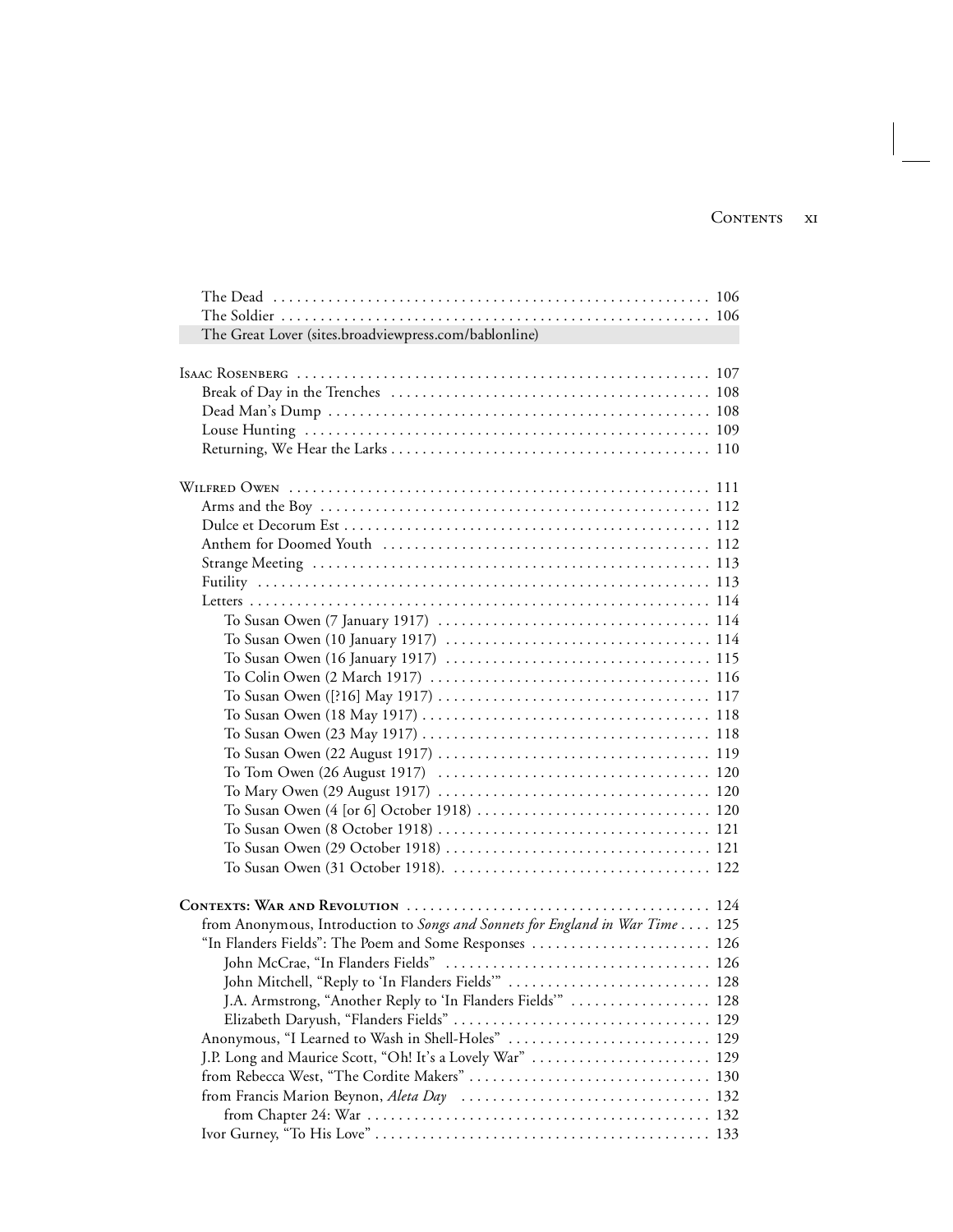The Dead ........ 106
The Soldier ........ 106
The Great Lover (sites.broadviewpress.com/bablonline)

Isaac Rosenberg ........ 107
Break of Day in the Trenches ........ 108
Dead Man's Dump ........ 108
Louse Hunting ........ 109
Returning, We Hear the Larks ........ 110

Wilfred Owen ........ 111
Arms and the Boy ........ 112
Dulce et Decorum Est ........ 112
Anthem for Doomed Youth ........ 112
Strange Meeting ........ 113
Futility ........ 113
Letters ........ 114
To Susan Owen (7 January 1917) ........ 114
To Susan Owen (10 January 1917) ........ 114
To Susan Owen (16 January 1917) ........ 115
To Colin Owen (2 March 1917) ........ 116
To Susan Owen ([?16] May 1917) ........ 117
To Susan Owen (18 May 1917) ........ 118
To Susan Owen (23 May 1917) ........ 118
To Susan Owen (22 August 1917) ........ 119
To Tom Owen (26 August 1917) ........ 120
To Mary Owen (29 August 1917) ........ 120
To Susan Owen (4 [or 6] October 1918) ........ 120
To Susan Owen (8 October 1918) ........ 121
To Susan Owen (29 October 1918) ........ 121
To Susan Owen (31 October 1918). ........ 122

**Contexts: War and Revolution** ........ 124
from Anonymous, Introduction to *Songs and Sonnets for England in War Time* ........ 125
"In Flanders Fields": The Poem and Some Responses ........ 126
John McCrae, "In Flanders Fields" ........ 126
John Mitchell, "Reply to 'In Flanders Fields'" ........ 128
J.A. Armstrong, "Another Reply to 'In Flanders Fields'" ........ 128
Elizabeth Daryush, "Flanders Fields" ........ 129
Anonymous, "I Learned to Wash in Shell-Holes" ........ 129
J.P. Long and Maurice Scott, "Oh! It's a Lovely War" ........ 129
from Rebecca West, "The Cordite Makers" ........ 130
from Francis Marion Beynon, *Aleta Day* ........ 132
from Chapter 24: War ........ 132
Ivor Gurney, "To His Love" ........ 133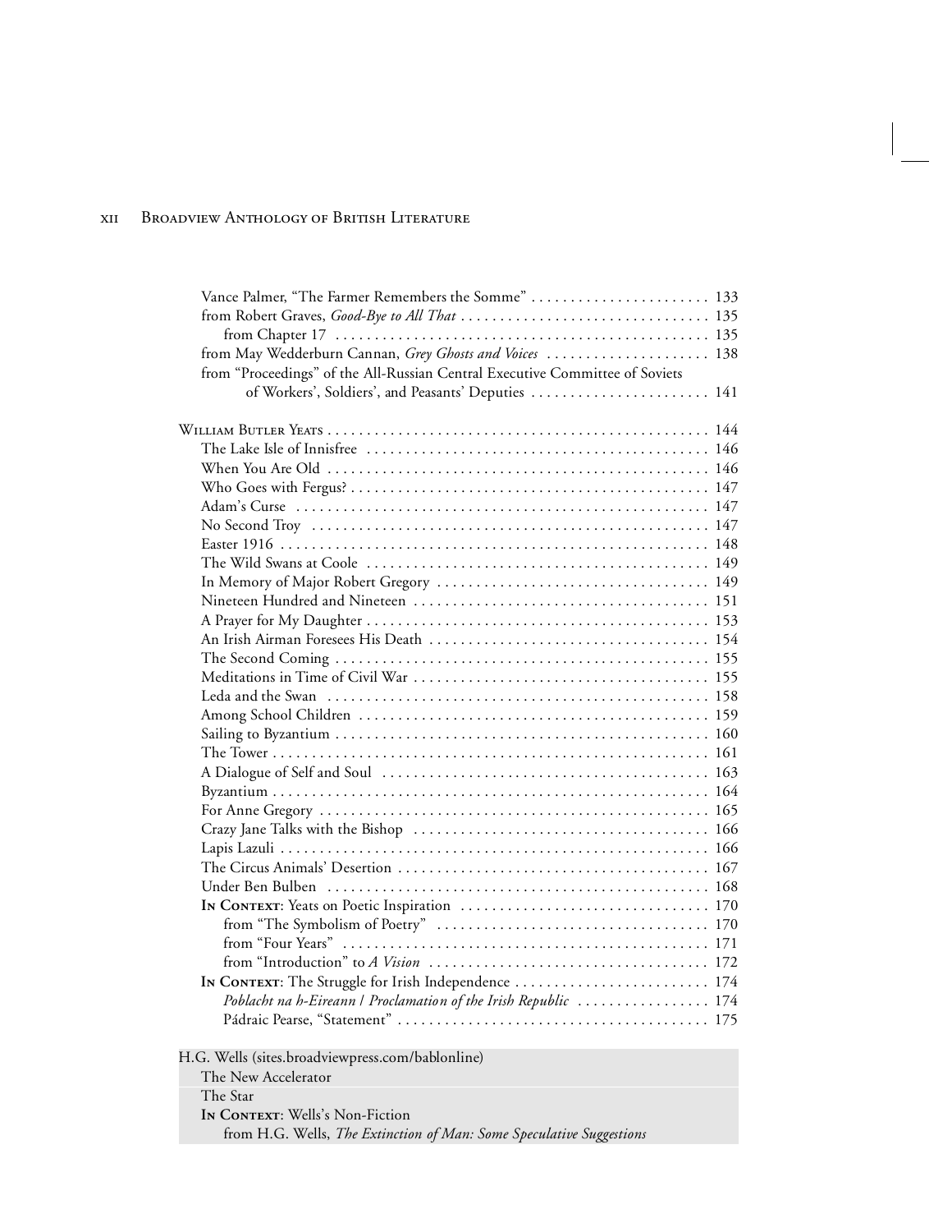Vance Palmer, "The Farmer Remembers the Somme" . . . . . . . . . . . . . . . . . . . . . . 133
from Robert Graves, *Good-Bye to All That* . . . . . . . . . . . . . . . . . . . . . . . . . . . . . . . 135
from Chapter 17 . . . . . . . . . . . . . . . . . . . . . . . . . . . . . . . . . . . . . . . . . . . . . . . 135
from May Wedderburn Cannan, *Grey Ghosts and Voices* . . . . . . . . . . . . . . . . . . . . 138
from "Proceedings" of the All-Russian Central Executive Committee of Soviets of Workers', Soldiers', and Peasants' Deputies . . . . . . . . . . . . . . . . . . . . . . 141

William Butler Yeats . . . . . . . . . . . . . . . . . . . . . . . . . . . . . . . . . . . . . . . . . . . . . . . . 144
The Lake Isle of Innisfree . . . . . . . . . . . . . . . . . . . . . . . . . . . . . . . . . . . . . . . . . . . 146
When You Are Old . . . . . . . . . . . . . . . . . . . . . . . . . . . . . . . . . . . . . . . . . . . . . . . . 146
Who Goes with Fergus? . . . . . . . . . . . . . . . . . . . . . . . . . . . . . . . . . . . . . . . . . . . . . 147
Adam's Curse . . . . . . . . . . . . . . . . . . . . . . . . . . . . . . . . . . . . . . . . . . . . . . . . . . . . 147
No Second Troy . . . . . . . . . . . . . . . . . . . . . . . . . . . . . . . . . . . . . . . . . . . . . . . . . . 147
Easter 1916 . . . . . . . . . . . . . . . . . . . . . . . . . . . . . . . . . . . . . . . . . . . . . . . . . . . . . . 148
The Wild Swans at Coole . . . . . . . . . . . . . . . . . . . . . . . . . . . . . . . . . . . . . . . . . . . 149
In Memory of Major Robert Gregory . . . . . . . . . . . . . . . . . . . . . . . . . . . . . . . . . . 149
Nineteen Hundred and Nineteen . . . . . . . . . . . . . . . . . . . . . . . . . . . . . . . . . . . . . 151
A Prayer for My Daughter . . . . . . . . . . . . . . . . . . . . . . . . . . . . . . . . . . . . . . . . . . . 153
An Irish Airman Foresees His Death . . . . . . . . . . . . . . . . . . . . . . . . . . . . . . . . . . . 154
The Second Coming . . . . . . . . . . . . . . . . . . . . . . . . . . . . . . . . . . . . . . . . . . . . . . . 155
Meditations in Time of Civil War . . . . . . . . . . . . . . . . . . . . . . . . . . . . . . . . . . . . . 155
Leda and the Swan . . . . . . . . . . . . . . . . . . . . . . . . . . . . . . . . . . . . . . . . . . . . . . . . 158
Among School Children . . . . . . . . . . . . . . . . . . . . . . . . . . . . . . . . . . . . . . . . . . . . 159
Sailing to Byzantium . . . . . . . . . . . . . . . . . . . . . . . . . . . . . . . . . . . . . . . . . . . . . . . 160
The Tower . . . . . . . . . . . . . . . . . . . . . . . . . . . . . . . . . . . . . . . . . . . . . . . . . . . . . . . 161
A Dialogue of Self and Soul . . . . . . . . . . . . . . . . . . . . . . . . . . . . . . . . . . . . . . . . . 163
Byzantium . . . . . . . . . . . . . . . . . . . . . . . . . . . . . . . . . . . . . . . . . . . . . . . . . . . . . . . 164
For Anne Gregory . . . . . . . . . . . . . . . . . . . . . . . . . . . . . . . . . . . . . . . . . . . . . . . . . 165
Crazy Jane Talks with the Bishop . . . . . . . . . . . . . . . . . . . . . . . . . . . . . . . . . . . . . 166
Lapis Lazuli . . . . . . . . . . . . . . . . . . . . . . . . . . . . . . . . . . . . . . . . . . . . . . . . . . . . . . 166
The Circus Animals' Desertion . . . . . . . . . . . . . . . . . . . . . . . . . . . . . . . . . . . . . . . 167
Under Ben Bulben . . . . . . . . . . . . . . . . . . . . . . . . . . . . . . . . . . . . . . . . . . . . . . . . . 168
**In Context**: Yeats on Poetic Inspiration . . . . . . . . . . . . . . . . . . . . . . . . . . . . . . . 170
from "The Symbolism of Poetry" . . . . . . . . . . . . . . . . . . . . . . . . . . . . . . . . . . 170
from "Four Years" . . . . . . . . . . . . . . . . . . . . . . . . . . . . . . . . . . . . . . . . . . . . . . 171
from "Introduction" to *A Vision* . . . . . . . . . . . . . . . . . . . . . . . . . . . . . . . . . . . 172
**In Context**: The Struggle for Irish Independence . . . . . . . . . . . . . . . . . . . . . . . . 174
*Poblacht na h-Eireann / Proclamation of the Irish Republic* . . . . . . . . . . . . . . . . 174
Pádraic Pearse, "Statement" . . . . . . . . . . . . . . . . . . . . . . . . . . . . . . . . . . . . . . . 175

H.G. Wells (sites.broadviewpress.com/bablonline)
The New Accelerator
The Star
**In Context**: Wells's Non-Fiction
from H.G. Wells, *The Extinction of Man: Some Speculative Suggestions*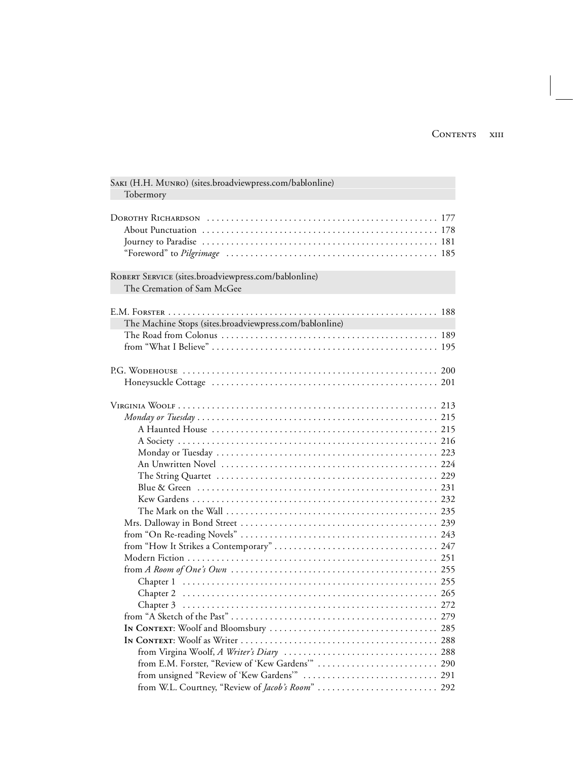Saki (H.H. Munro) (sites.broadviewpress.com/bablonline)
  Tobermory

Dorothy Richardson ... 177
  About Punctuation ... 178
  Journey to Paradise ... 181
  "Foreword" to *Pilgrimage* ... 185

Robert Service (sites.broadviewpress.com/bablonline)
  The Cremation of Sam McGee

E.M. Forster ... 188
  The Machine Stops (sites.broadviewpress.com/bablonline)
  The Road from Colonus ... 189
  from "What I Believe" ... 195

P.G. Wodehouse ... 200
  Honeysuckle Cottage ... 201

Virginia Woolf ... 213
  *Monday or Tuesday* ... 215
    A Haunted House ... 215
    A Society ... 216
    Monday or Tuesday ... 223
    An Unwritten Novel ... 224
    The String Quartet ... 229
    Blue & Green ... 231
    Kew Gardens ... 232
    The Mark on the Wall ... 235
  Mrs. Dalloway in Bond Street ... 239
  from "On Re-reading Novels" ... 243
  from "How It Strikes a Contemporary" ... 247
  Modern Fiction ... 251
  from *A Room of One's Own* ... 255
    Chapter 1 ... 255
    Chapter 2 ... 265
    Chapter 3 ... 272
  from "A Sketch of the Past" ... 279
  **In Context**: Woolf and Bloomsbury ... 285
  **In Context**: Woolf as Writer ... 288
    from Virgina Woolf, *A Writer's Diary* ... 288
    from E.M. Forster, "Review of 'Kew Gardens'" ... 290
    from unsigned "Review of 'Kew Gardens'" ... 291
    from W.L. Courtney, "Review of *Jacob's Room*" ... 292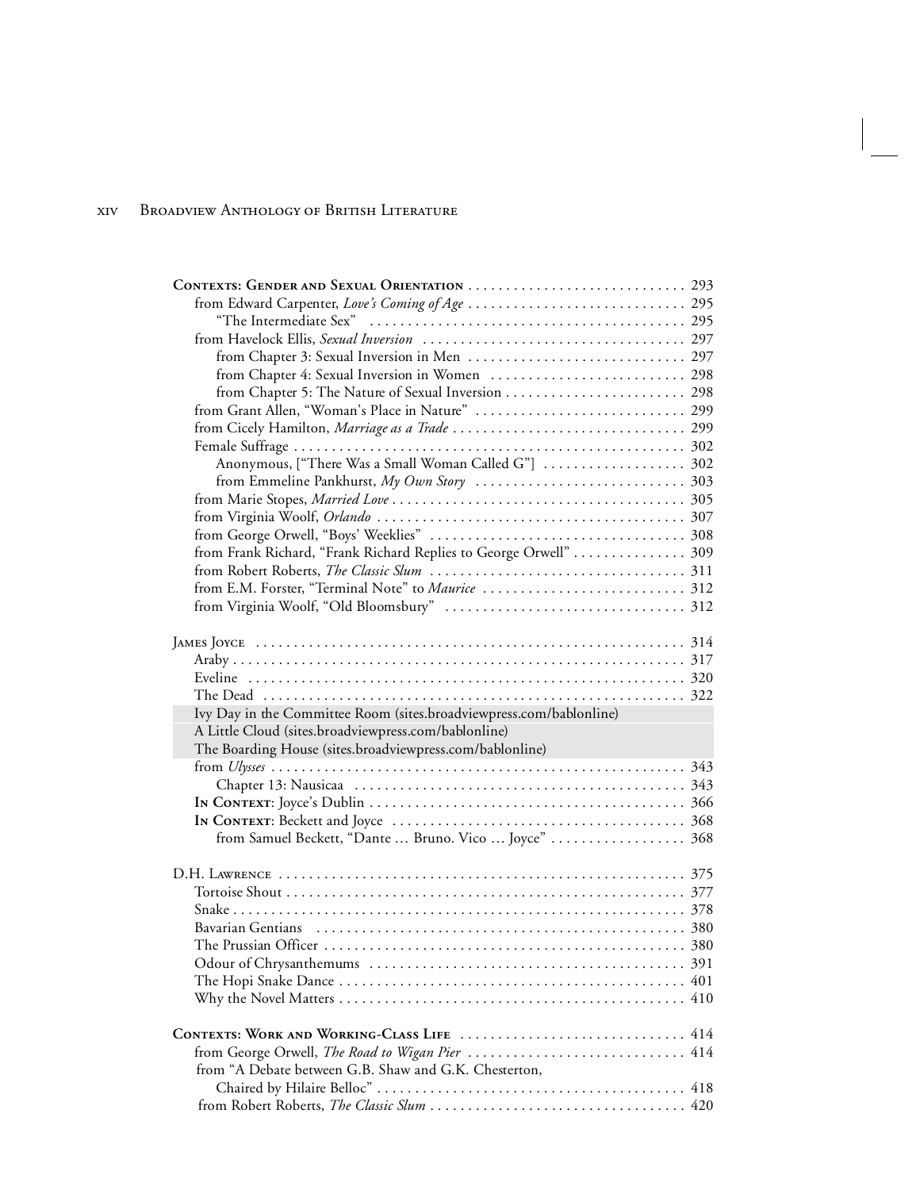**Contexts: Gender and Sexual Orientation** . . . . . . . . . . . . . . . . . . . . . . . . . . . . . 293
from Edward Carpenter, *Love's Coming of Age* . . . . . . . . . . . . . . . . . . . . . . . . . . . . 295
"The Intermediate Sex" . . . . . . . . . . . . . . . . . . . . . . . . . . . . . . . . . . . . . . . . . 295
from Havelock Ellis, *Sexual Inversion* . . . . . . . . . . . . . . . . . . . . . . . . . . . . . . . . . . 297
from Chapter 3: Sexual Inversion in Men . . . . . . . . . . . . . . . . . . . . . . . . . . . . 297
from Chapter 4: Sexual Inversion in Women . . . . . . . . . . . . . . . . . . . . . . . . . 298
from Chapter 5: The Nature of Sexual Inversion . . . . . . . . . . . . . . . . . . . . . . . 298
from Grant Allen, "Woman's Place in Nature" . . . . . . . . . . . . . . . . . . . . . . . . . . . 299
from Cicely Hamilton, *Marriage as a Trade* . . . . . . . . . . . . . . . . . . . . . . . . . . . . . . 299
Female Suffrage . . . . . . . . . . . . . . . . . . . . . . . . . . . . . . . . . . . . . . . . . . . . . . . . . . . 302
Anonymous, ["There Was a Small Woman Called G"] . . . . . . . . . . . . . . . . . . . 302
from Emmeline Pankhurst, *My Own Story* . . . . . . . . . . . . . . . . . . . . . . . . . . . 303
from Marie Stopes, *Married Love* . . . . . . . . . . . . . . . . . . . . . . . . . . . . . . . . . . . . . . 305
from Virginia Woolf, *Orlando* . . . . . . . . . . . . . . . . . . . . . . . . . . . . . . . . . . . . . . . . . 307
from George Orwell, "Boys' Weeklies" . . . . . . . . . . . . . . . . . . . . . . . . . . . . . . . . . 308
from Frank Richard, "Frank Richard Replies to George Orwell" . . . . . . . . . . . . . . . 309
from Robert Roberts, *The Classic Slum* . . . . . . . . . . . . . . . . . . . . . . . . . . . . . . . . . 311
from E.M. Forster, "Terminal Note" to *Maurice* . . . . . . . . . . . . . . . . . . . . . . . . . . 312
from Virginia Woolf, "Old Bloomsbury" . . . . . . . . . . . . . . . . . . . . . . . . . . . . . . . 312

James Joyce . . . . . . . . . . . . . . . . . . . . . . . . . . . . . . . . . . . . . . . . . . . . . . . . . . . . . . . . . 314
Araby . . . . . . . . . . . . . . . . . . . . . . . . . . . . . . . . . . . . . . . . . . . . . . . . . . . . . . . . . . . 317
Eveline . . . . . . . . . . . . . . . . . . . . . . . . . . . . . . . . . . . . . . . . . . . . . . . . . . . . . . . . . . 320
The Dead . . . . . . . . . . . . . . . . . . . . . . . . . . . . . . . . . . . . . . . . . . . . . . . . . . . . . . . . 322
Ivy Day in the Committee Room (sites.broadviewpress.com/bablonline)
A Little Cloud (sites.broadviewpress.com/bablonline)
The Boarding House (sites.broadviewpress.com/bablonline)
from *Ulysses* . . . . . . . . . . . . . . . . . . . . . . . . . . . . . . . . . . . . . . . . . . . . . . . . . . . . . . 343
Chapter 13: Nausicaa . . . . . . . . . . . . . . . . . . . . . . . . . . . . . . . . . . . . . . . . . . . . 343
**In Context**: Joyce's Dublin . . . . . . . . . . . . . . . . . . . . . . . . . . . . . . . . . . . . . . . . . . 366
**In Context**: Beckett and Joyce . . . . . . . . . . . . . . . . . . . . . . . . . . . . . . . . . . . . . . . 368
from Samuel Beckett, "Dante ... Bruno. Vico ... Joyce" . . . . . . . . . . . . . . . . . . 368

D.H. Lawrence . . . . . . . . . . . . . . . . . . . . . . . . . . . . . . . . . . . . . . . . . . . . . . . . . . . . . . 375
Tortoise Shout . . . . . . . . . . . . . . . . . . . . . . . . . . . . . . . . . . . . . . . . . . . . . . . . . . . . . 377
Snake . . . . . . . . . . . . . . . . . . . . . . . . . . . . . . . . . . . . . . . . . . . . . . . . . . . . . . . . . . . . 378
Bavarian Gentians . . . . . . . . . . . . . . . . . . . . . . . . . . . . . . . . . . . . . . . . . . . . . . . . . . 380
The Prussian Officer . . . . . . . . . . . . . . . . . . . . . . . . . . . . . . . . . . . . . . . . . . . . . . . . 380
Odour of Chrysanthemums . . . . . . . . . . . . . . . . . . . . . . . . . . . . . . . . . . . . . . . . . . 391
The Hopi Snake Dance . . . . . . . . . . . . . . . . . . . . . . . . . . . . . . . . . . . . . . . . . . . . . . 401
Why the Novel Matters . . . . . . . . . . . . . . . . . . . . . . . . . . . . . . . . . . . . . . . . . . . . . 410

**Contexts: Work and Working-Class Life** . . . . . . . . . . . . . . . . . . . . . . . . . . . . . . 414
from George Orwell, *The Road to Wigan Pier* . . . . . . . . . . . . . . . . . . . . . . . . . . . . 414
from "A Debate between G.B. Shaw and G.K. Chesterton,
Chaired by Hilaire Belloc" . . . . . . . . . . . . . . . . . . . . . . . . . . . . . . . . . . . . . . . . 418
from Robert Roberts, *The Classic Slum* . . . . . . . . . . . . . . . . . . . . . . . . . . . . . . . . . 420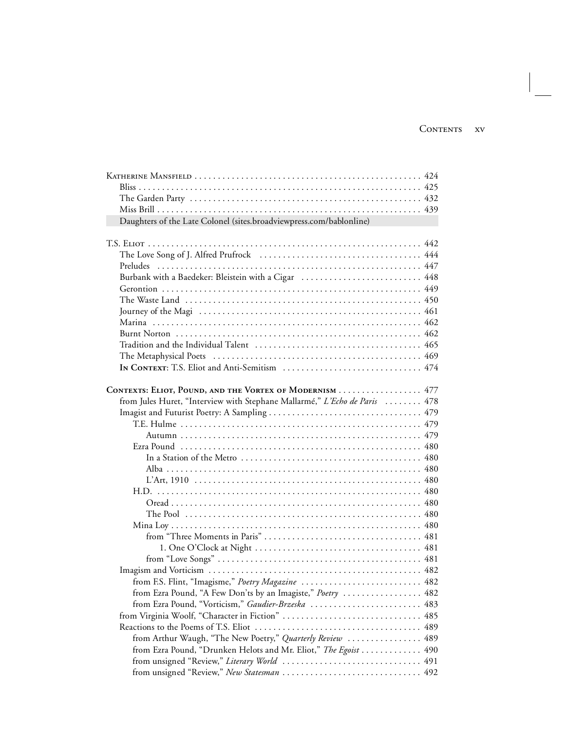Katherine Mansfield . . . . . . . . . . . . . . . . . . . . . . . . . . . . . . . . . . . . . . . . . . . . . . . . 424
Bliss . . . . . . . . . . . . . . . . . . . . . . . . . . . . . . . . . . . . . . . . . . . . . . . . . . . . . . . . . . . . 425
The Garden Party . . . . . . . . . . . . . . . . . . . . . . . . . . . . . . . . . . . . . . . . . . . . . . . . . 432
Miss Brill . . . . . . . . . . . . . . . . . . . . . . . . . . . . . . . . . . . . . . . . . . . . . . . . . . . . . . . . 439
Daughters of the Late Colonel (sites.broadviewpress.com/bablonline)

T.S. Eliot . . . . . . . . . . . . . . . . . . . . . . . . . . . . . . . . . . . . . . . . . . . . . . . . . . . . . . . . . . 442
The Love Song of J. Alfred Prufrock . . . . . . . . . . . . . . . . . . . . . . . . . . . . . . . . . . . 444
Preludes . . . . . . . . . . . . . . . . . . . . . . . . . . . . . . . . . . . . . . . . . . . . . . . . . . . . . . . . . 447
Burbank with a Baedeker: Bleistein with a Cigar . . . . . . . . . . . . . . . . . . . . . . . . . 448
Gerontion . . . . . . . . . . . . . . . . . . . . . . . . . . . . . . . . . . . . . . . . . . . . . . . . . . . . . . . . 449
The Waste Land . . . . . . . . . . . . . . . . . . . . . . . . . . . . . . . . . . . . . . . . . . . . . . . . . . . 450
Journey of the Magi . . . . . . . . . . . . . . . . . . . . . . . . . . . . . . . . . . . . . . . . . . . . . . . . 461
Marina . . . . . . . . . . . . . . . . . . . . . . . . . . . . . . . . . . . . . . . . . . . . . . . . . . . . . . . . . . 462
Burnt Norton . . . . . . . . . . . . . . . . . . . . . . . . . . . . . . . . . . . . . . . . . . . . . . . . . . . . . 462
Tradition and the Individual Talent . . . . . . . . . . . . . . . . . . . . . . . . . . . . . . . . . . . . 465
The Metaphysical Poets . . . . . . . . . . . . . . . . . . . . . . . . . . . . . . . . . . . . . . . . . . . . . 469
**In Context**: T.S. Eliot and Anti-Semitism . . . . . . . . . . . . . . . . . . . . . . . . . . . . . . 474

**Contexts: Eliot, Pound, and the Vortex of Modernism** . . . . . . . . . . . . . . . . . . 477
from Jules Huret, "Interview with Stephane Mallarmé," *L'Echo de Paris* . . . . . . . . 478
Imagist and Futurist Poetry: A Sampling . . . . . . . . . . . . . . . . . . . . . . . . . . . . . . . . . 479
T.E. Hulme . . . . . . . . . . . . . . . . . . . . . . . . . . . . . . . . . . . . . . . . . . . . . . . . . . . . 479
Autumn . . . . . . . . . . . . . . . . . . . . . . . . . . . . . . . . . . . . . . . . . . . . . . . . . . . . 479
Ezra Pound . . . . . . . . . . . . . . . . . . . . . . . . . . . . . . . . . . . . . . . . . . . . . . . . . . . 480
In a Station of the Metro . . . . . . . . . . . . . . . . . . . . . . . . . . . . . . . . . . . . . . . 480
Alba . . . . . . . . . . . . . . . . . . . . . . . . . . . . . . . . . . . . . . . . . . . . . . . . . . . . . . . 480
L'Art, 1910 . . . . . . . . . . . . . . . . . . . . . . . . . . . . . . . . . . . . . . . . . . . . . . . . . 480
H.D. . . . . . . . . . . . . . . . . . . . . . . . . . . . . . . . . . . . . . . . . . . . . . . . . . . . . . . . . 480
Oread . . . . . . . . . . . . . . . . . . . . . . . . . . . . . . . . . . . . . . . . . . . . . . . . . . . . . . 480
The Pool . . . . . . . . . . . . . . . . . . . . . . . . . . . . . . . . . . . . . . . . . . . . . . . . . . . 480
Mina Loy . . . . . . . . . . . . . . . . . . . . . . . . . . . . . . . . . . . . . . . . . . . . . . . . . . . . . 480
from "Three Moments in Paris" . . . . . . . . . . . . . . . . . . . . . . . . . . . . . . . . . . 481
1. One O'Clock at Night . . . . . . . . . . . . . . . . . . . . . . . . . . . . . . . . . . . . 481
from "Love Songs" . . . . . . . . . . . . . . . . . . . . . . . . . . . . . . . . . . . . . . . . . . . 481
Imagism and Vorticism . . . . . . . . . . . . . . . . . . . . . . . . . . . . . . . . . . . . . . . . . . . . . . 482
from F.S. Flint, "Imagisme," *Poetry Magazine* . . . . . . . . . . . . . . . . . . . . . . . . . . 482
from Ezra Pound, "A Few Don'ts by an Imagiste," *Poetry* . . . . . . . . . . . . . . . . . 482
from Ezra Pound, "Vorticism," *Gaudier-Brzeska* . . . . . . . . . . . . . . . . . . . . . . . . 483
from Virginia Woolf, "Character in Fiction" . . . . . . . . . . . . . . . . . . . . . . . . . . . . . . 485
Reactions to the Poems of T.S. Eliot . . . . . . . . . . . . . . . . . . . . . . . . . . . . . . . . . . . . 489
from Arthur Waugh, "The New Poetry," *Quarterly Review* . . . . . . . . . . . . . . . . 489
from Ezra Pound, "Drunken Helots and Mr. Eliot," *The Egoist* . . . . . . . . . . . . . 490
from unsigned "Review," *Literary World* . . . . . . . . . . . . . . . . . . . . . . . . . . . . . . 491
from unsigned "Review," *New Statesman* . . . . . . . . . . . . . . . . . . . . . . . . . . . . . . 492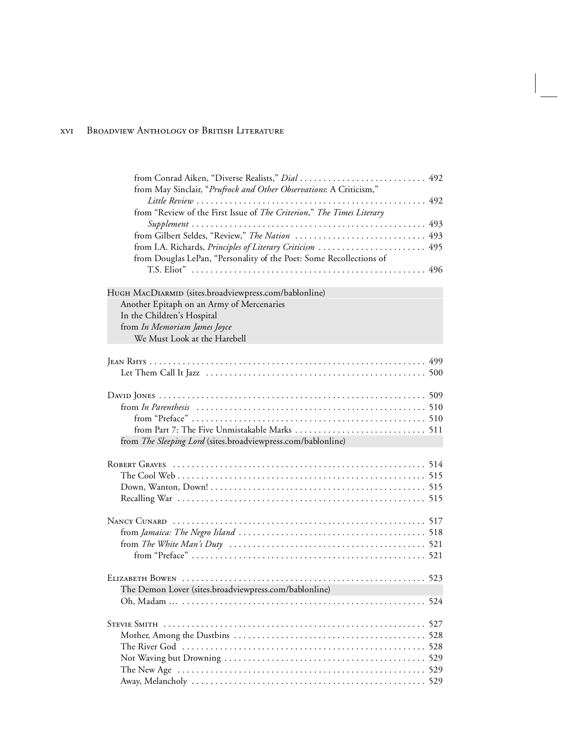from Conrad Aiken, "Diverse Realists," *Dial* . . . . . . . . . . . . . . . . . . . . . . . . . . 492
from May Sinclair, "*Prufrock and Other Observations*: A Criticism," *Little Review* . . . . . . . . . . . . . . . . . . . . . . . . . . . . . . . . . . . . . . . . . . . . . . . 492
from "Review of the First Issue of *The Criterion*," *The Times Literary Supplement* . . . . . . . . . . . . . . . . . . . . . . . . . . . . . . . . . . . . . . . . . . . . . . . . 493
from Gilbert Seldes, "Review," *The Nation* . . . . . . . . . . . . . . . . . . . . . . . . . . . 493
from I.A. Richards, *Principles of Literary Criticism* . . . . . . . . . . . . . . . . . . . . . . 495
from Douglas LePan, "Personality of the Poet: Some Recollections of T.S. Eliot" . . . . . . . . . . . . . . . . . . . . . . . . . . . . . . . . . . . . . . . . . . . . . . . . . 496

HUGH MACDIARMID (sites.broadviewpress.com/bablonline)
Another Epitaph on an Army of Mercenaries
In the Children's Hospital
from *In Memoriam James Joyce*
We Must Look at the Harebell

JEAN RHYS . . . . . . . . . . . . . . . . . . . . . . . . . . . . . . . . . . . . . . . . . . . . . . . . . . . . . . . . 499
Let Them Call It Jazz . . . . . . . . . . . . . . . . . . . . . . . . . . . . . . . . . . . . . . . . . . . . . . 500

DAVID JONES . . . . . . . . . . . . . . . . . . . . . . . . . . . . . . . . . . . . . . . . . . . . . . . . . . . . . . 509
from *In Parenthesis* . . . . . . . . . . . . . . . . . . . . . . . . . . . . . . . . . . . . . . . . . . . . . . . . 510
from "Preface" . . . . . . . . . . . . . . . . . . . . . . . . . . . . . . . . . . . . . . . . . . . . . . . . . 510
from Part 7: The Five Unmistakable Marks . . . . . . . . . . . . . . . . . . . . . . . . . . . 511
from *The Sleeping Lord* (sites.broadviewpress.com/bablonline)

ROBERT GRAVES . . . . . . . . . . . . . . . . . . . . . . . . . . . . . . . . . . . . . . . . . . . . . . . . . . . . 514
The Cool Web . . . . . . . . . . . . . . . . . . . . . . . . . . . . . . . . . . . . . . . . . . . . . . . . . . . . 515
Down, Wanton, Down! . . . . . . . . . . . . . . . . . . . . . . . . . . . . . . . . . . . . . . . . . . . . . 515
Recalling War . . . . . . . . . . . . . . . . . . . . . . . . . . . . . . . . . . . . . . . . . . . . . . . . . . . . 515

NANCY CUNARD . . . . . . . . . . . . . . . . . . . . . . . . . . . . . . . . . . . . . . . . . . . . . . . . . . . . 517
from *Jamaica: The Negro Island* . . . . . . . . . . . . . . . . . . . . . . . . . . . . . . . . . . . . . . . 518
from *The White Man's Duty* . . . . . . . . . . . . . . . . . . . . . . . . . . . . . . . . . . . . . . . . . 521
from "Preface" . . . . . . . . . . . . . . . . . . . . . . . . . . . . . . . . . . . . . . . . . . . . . . . . . 521

ELIZABETH BOWEN . . . . . . . . . . . . . . . . . . . . . . . . . . . . . . . . . . . . . . . . . . . . . . . . . . 523
The Demon Lover (sites.broadviewpress.com/bablonline)
Oh, Madam ... . . . . . . . . . . . . . . . . . . . . . . . . . . . . . . . . . . . . . . . . . . . . . . . . . . . 524

STEVIE SMITH . . . . . . . . . . . . . . . . . . . . . . . . . . . . . . . . . . . . . . . . . . . . . . . . . . . . . . 527
Mother, Among the Dustbins . . . . . . . . . . . . . . . . . . . . . . . . . . . . . . . . . . . . . . . . . 528
The River God . . . . . . . . . . . . . . . . . . . . . . . . . . . . . . . . . . . . . . . . . . . . . . . . . . . . 528
Not Waving but Drowning . . . . . . . . . . . . . . . . . . . . . . . . . . . . . . . . . . . . . . . . . . . 529
The New Age . . . . . . . . . . . . . . . . . . . . . . . . . . . . . . . . . . . . . . . . . . . . . . . . . . . . . 529
Away, Melancholy . . . . . . . . . . . . . . . . . . . . . . . . . . . . . . . . . . . . . . . . . . . . . . . . . 529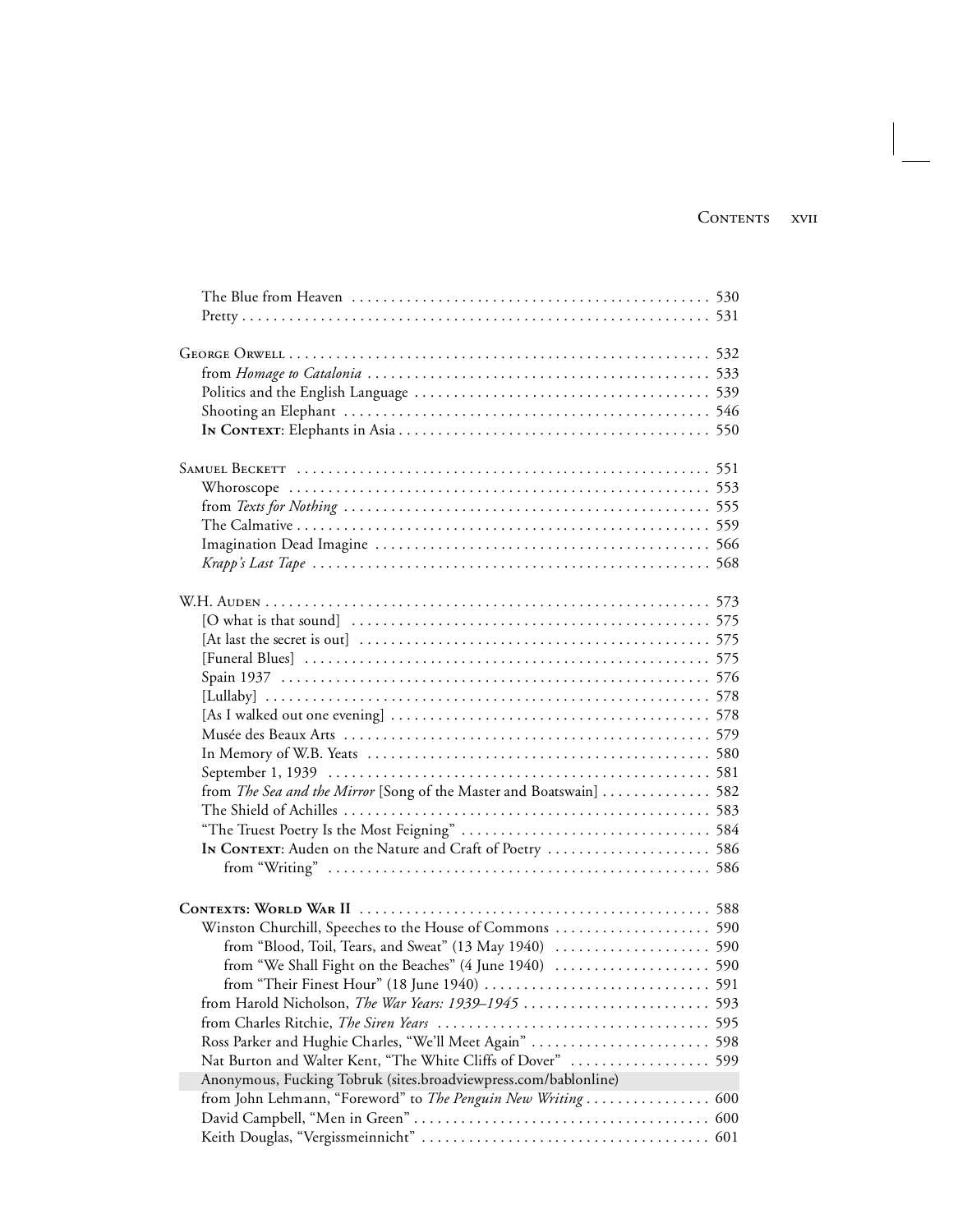The Blue from Heaven . . . . . . . . . . . . . . . . . . . . . . . . . . . . . . . . . . . . . . . . . . . . . 530
Pretty . . . . . . . . . . . . . . . . . . . . . . . . . . . . . . . . . . . . . . . . . . . . . . . . . . . . . . . . . . 531

George Orwell . . . . . . . . . . . . . . . . . . . . . . . . . . . . . . . . . . . . . . . . . . . . . . . . . . . 532
from *Homage to Catalonia* . . . . . . . . . . . . . . . . . . . . . . . . . . . . . . . . . . . . . . . . . 533
Politics and the English Language . . . . . . . . . . . . . . . . . . . . . . . . . . . . . . . . . . . . 539
Shooting an Elephant . . . . . . . . . . . . . . . . . . . . . . . . . . . . . . . . . . . . . . . . . . . . . 546
**In Context**: Elephants in Asia . . . . . . . . . . . . . . . . . . . . . . . . . . . . . . . . . . . . . . 550

Samuel Beckett . . . . . . . . . . . . . . . . . . . . . . . . . . . . . . . . . . . . . . . . . . . . . . . . . . 551
Whoroscope . . . . . . . . . . . . . . . . . . . . . . . . . . . . . . . . . . . . . . . . . . . . . . . . . . . . 553
from *Texts for Nothing* . . . . . . . . . . . . . . . . . . . . . . . . . . . . . . . . . . . . . . . . . . . . 555
The Calmative . . . . . . . . . . . . . . . . . . . . . . . . . . . . . . . . . . . . . . . . . . . . . . . . . . . 559
Imagination Dead Imagine . . . . . . . . . . . . . . . . . . . . . . . . . . . . . . . . . . . . . . . . . 566
*Krapp's Last Tape* . . . . . . . . . . . . . . . . . . . . . . . . . . . . . . . . . . . . . . . . . . . . . . . . 568

W.H. Auden . . . . . . . . . . . . . . . . . . . . . . . . . . . . . . . . . . . . . . . . . . . . . . . . . . . . . 573
[O what is that sound] . . . . . . . . . . . . . . . . . . . . . . . . . . . . . . . . . . . . . . . . . . . . . 575
[At last the secret is out] . . . . . . . . . . . . . . . . . . . . . . . . . . . . . . . . . . . . . . . . . . . 575
[Funeral Blues] . . . . . . . . . . . . . . . . . . . . . . . . . . . . . . . . . . . . . . . . . . . . . . . . . . 575
Spain 1937 . . . . . . . . . . . . . . . . . . . . . . . . . . . . . . . . . . . . . . . . . . . . . . . . . . . . . 576
[Lullaby] . . . . . . . . . . . . . . . . . . . . . . . . . . . . . . . . . . . . . . . . . . . . . . . . . . . . . . . 578
[As I walked out one evening] . . . . . . . . . . . . . . . . . . . . . . . . . . . . . . . . . . . . . . . . 578
Musée des Beaux Arts . . . . . . . . . . . . . . . . . . . . . . . . . . . . . . . . . . . . . . . . . . . . . 579
In Memory of W.B. Yeats . . . . . . . . . . . . . . . . . . . . . . . . . . . . . . . . . . . . . . . . . . . 580
September 1, 1939 . . . . . . . . . . . . . . . . . . . . . . . . . . . . . . . . . . . . . . . . . . . . . . . 581
from *The Sea and the Mirror* [Song of the Master and Boatswain] . . . . . . . . . . . . . 582
The Shield of Achilles . . . . . . . . . . . . . . . . . . . . . . . . . . . . . . . . . . . . . . . . . . . . . 583
"The Truest Poetry Is the Most Feigning" . . . . . . . . . . . . . . . . . . . . . . . . . . . . . . . 584
**In Context**: Auden on the Nature and Craft of Poetry . . . . . . . . . . . . . . . . . . . . 586
from "Writing" . . . . . . . . . . . . . . . . . . . . . . . . . . . . . . . . . . . . . . . . . . . . . . . . 586

**Contexts: World War II** . . . . . . . . . . . . . . . . . . . . . . . . . . . . . . . . . . . . . . . . . . . 588
Winston Churchill, Speeches to the House of Commons . . . . . . . . . . . . . . . . . . . 590
from "Blood, Toil, Tears, and Sweat" (13 May 1940) . . . . . . . . . . . . . . . . . . . 590
from "We Shall Fight on the Beaches" (4 June 1940) . . . . . . . . . . . . . . . . . . . 590
from "Their Finest Hour" (18 June 1940) . . . . . . . . . . . . . . . . . . . . . . . . . . . 591
from Harold Nicholson, *The War Years: 1939–1945* . . . . . . . . . . . . . . . . . . . . . . 593
from Charles Ritchie, *The Siren Years* . . . . . . . . . . . . . . . . . . . . . . . . . . . . . . . . . 595
Ross Parker and Hughie Charles, "We'll Meet Again" . . . . . . . . . . . . . . . . . . . . . . 598
Nat Burton and Walter Kent, "The White Cliffs of Dover" . . . . . . . . . . . . . . . . . 599
Anonymous, Fucking Tobruk (sites.broadviewpress.com/bablonline)
from John Lehmann, "Foreword" to *The Penguin New Writing* . . . . . . . . . . . . . . . 600
David Campbell, "Men in Green" . . . . . . . . . . . . . . . . . . . . . . . . . . . . . . . . . . . . . 600
Keith Douglas, "Vergissmeinnicht" . . . . . . . . . . . . . . . . . . . . . . . . . . . . . . . . . . . . 601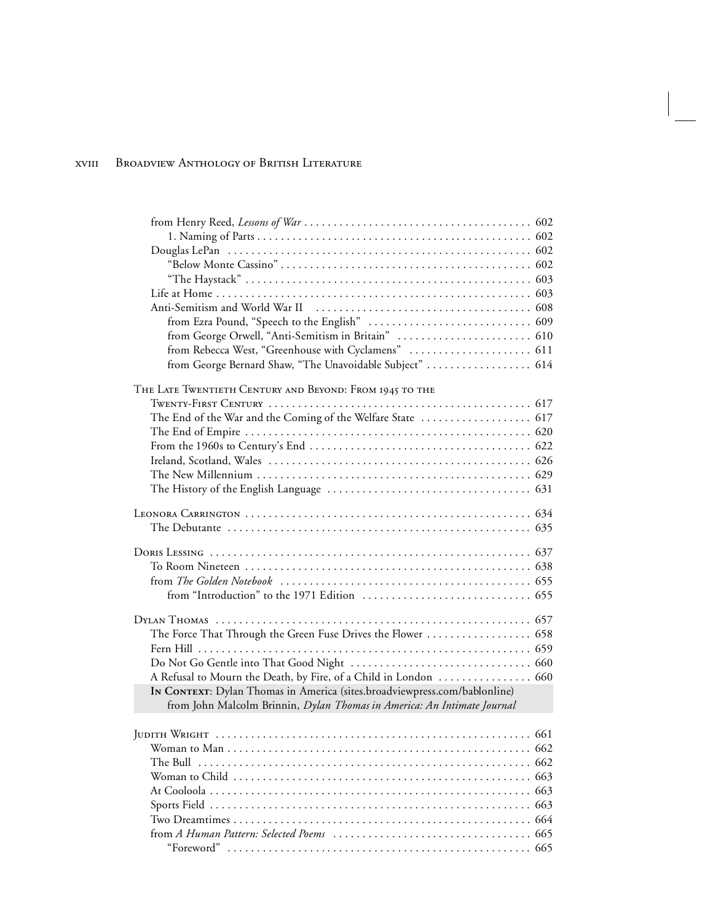from Henry Reed, *Lessons of War* . . . . . . . . . . . . . . . . . . . . . . . . . . . . . . . . . . . . . . 602
  1. Naming of Parts . . . . . . . . . . . . . . . . . . . . . . . . . . . . . . . . . . . . . . . . . . . . . 602
Douglas LePan . . . . . . . . . . . . . . . . . . . . . . . . . . . . . . . . . . . . . . . . . . . . . . . . . 602
  "Below Monte Cassino" . . . . . . . . . . . . . . . . . . . . . . . . . . . . . . . . . . . . . . . . . 602
  "The Haystack" . . . . . . . . . . . . . . . . . . . . . . . . . . . . . . . . . . . . . . . . . . . . . . . 603
Life at Home . . . . . . . . . . . . . . . . . . . . . . . . . . . . . . . . . . . . . . . . . . . . . . . . . . . 603
Anti-Semitism and World War II . . . . . . . . . . . . . . . . . . . . . . . . . . . . . . . . . . . . 608
  from Ezra Pound, "Speech to the English" . . . . . . . . . . . . . . . . . . . . . . . . . . . 609
  from George Orwell, "Anti-Semitism in Britain" . . . . . . . . . . . . . . . . . . . . . . 610
  from Rebecca West, "Greenhouse with Cyclamens" . . . . . . . . . . . . . . . . . . . . 611
  from George Bernard Shaw, "The Unavoidable Subject" . . . . . . . . . . . . . . . . . 614

THE LATE TWENTIETH CENTURY AND BEYOND: FROM 1945 TO THE TWENTY-FIRST CENTURY . . . . . . . . . . . . . . . . . . . . . . . . . . . . . . . . . . . . . . . . . . . . 617
The End of the War and the Coming of the Welfare State . . . . . . . . . . . . . . . . . . 617
The End of Empire . . . . . . . . . . . . . . . . . . . . . . . . . . . . . . . . . . . . . . . . . . . . . . . . 620
From the 1960s to Century's End . . . . . . . . . . . . . . . . . . . . . . . . . . . . . . . . . . . . . 622
Ireland, Scotland, Wales . . . . . . . . . . . . . . . . . . . . . . . . . . . . . . . . . . . . . . . . . . . 626
The New Millennium . . . . . . . . . . . . . . . . . . . . . . . . . . . . . . . . . . . . . . . . . . . . . . 629
The History of the English Language . . . . . . . . . . . . . . . . . . . . . . . . . . . . . . . . . 631

LEONORA CARRINGTON . . . . . . . . . . . . . . . . . . . . . . . . . . . . . . . . . . . . . . . . . . . . 634
The Debutante . . . . . . . . . . . . . . . . . . . . . . . . . . . . . . . . . . . . . . . . . . . . . . . . . . . 635

DORIS LESSING . . . . . . . . . . . . . . . . . . . . . . . . . . . . . . . . . . . . . . . . . . . . . . . . . . . 637
To Room Nineteen . . . . . . . . . . . . . . . . . . . . . . . . . . . . . . . . . . . . . . . . . . . . . . . . . 638
from *The Golden Notebook* . . . . . . . . . . . . . . . . . . . . . . . . . . . . . . . . . . . . . . . . . . 655
  from "Introduction" to the 1971 Edition . . . . . . . . . . . . . . . . . . . . . . . . . . . . . 655

DYLAN THOMAS . . . . . . . . . . . . . . . . . . . . . . . . . . . . . . . . . . . . . . . . . . . . . . . . . . 657
The Force That Through the Green Fuse Drives the Flower . . . . . . . . . . . . . . . . . 658
Fern Hill . . . . . . . . . . . . . . . . . . . . . . . . . . . . . . . . . . . . . . . . . . . . . . . . . . . . . . . . . 659
Do Not Go Gentle into That Good Night . . . . . . . . . . . . . . . . . . . . . . . . . . . . . . . 660
A Refusal to Mourn the Death, by Fire, of a Child in London . . . . . . . . . . . . . . . 660
**IN CONTEXT**: Dylan Thomas in America (sites.broadviewpress.com/bablonline)
  from John Malcolm Brinnin, *Dylan Thomas in America: An Intimate Journal*

JUDITH WRIGHT . . . . . . . . . . . . . . . . . . . . . . . . . . . . . . . . . . . . . . . . . . . . . . . . . . 661
Woman to Man . . . . . . . . . . . . . . . . . . . . . . . . . . . . . . . . . . . . . . . . . . . . . . . . . . . 662
The Bull . . . . . . . . . . . . . . . . . . . . . . . . . . . . . . . . . . . . . . . . . . . . . . . . . . . . . . . . . 662
Woman to Child . . . . . . . . . . . . . . . . . . . . . . . . . . . . . . . . . . . . . . . . . . . . . . . . . . 663
At Cooloola . . . . . . . . . . . . . . . . . . . . . . . . . . . . . . . . . . . . . . . . . . . . . . . . . . . . . . 663
Sports Field . . . . . . . . . . . . . . . . . . . . . . . . . . . . . . . . . . . . . . . . . . . . . . . . . . . . . . 663
Two Dreamtimes . . . . . . . . . . . . . . . . . . . . . . . . . . . . . . . . . . . . . . . . . . . . . . . . . . 664
from *A Human Pattern: Selected Poems* . . . . . . . . . . . . . . . . . . . . . . . . . . . . . . . . . 665
  "Foreword" . . . . . . . . . . . . . . . . . . . . . . . . . . . . . . . . . . . . . . . . . . . . . . . . . . . . 665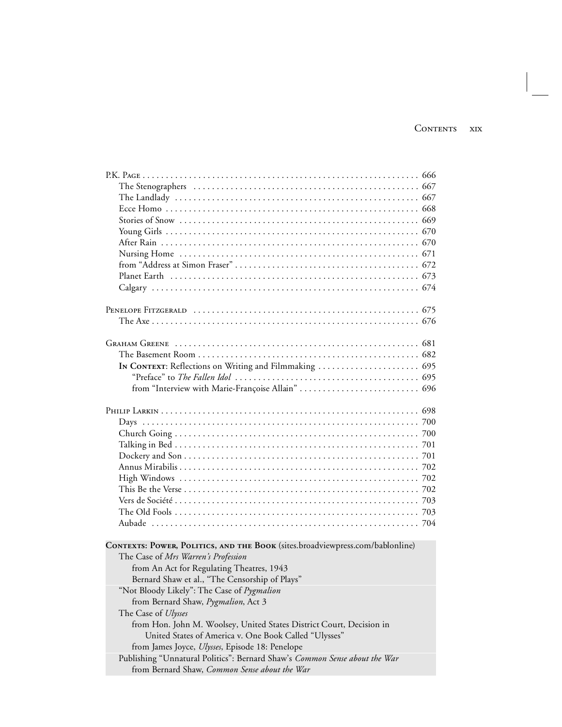P.K. Page . . . . . . . . . . . . . . . . . . . . . . . . . . . . . . . . . . . . . . . . . . . . . . . . . . . . . . . . . . . 666
The Stenographers . . . . . . . . . . . . . . . . . . . . . . . . . . . . . . . . . . . . . . . . . . . . . . . . 667
The Landlady . . . . . . . . . . . . . . . . . . . . . . . . . . . . . . . . . . . . . . . . . . . . . . . . . . . 667
Ecce Homo . . . . . . . . . . . . . . . . . . . . . . . . . . . . . . . . . . . . . . . . . . . . . . . . . . . . . 668
Stories of Snow . . . . . . . . . . . . . . . . . . . . . . . . . . . . . . . . . . . . . . . . . . . . . . . . . . 669
Young Girls . . . . . . . . . . . . . . . . . . . . . . . . . . . . . . . . . . . . . . . . . . . . . . . . . . . . . 670
After Rain . . . . . . . . . . . . . . . . . . . . . . . . . . . . . . . . . . . . . . . . . . . . . . . . . . . . . . 670
Nursing Home . . . . . . . . . . . . . . . . . . . . . . . . . . . . . . . . . . . . . . . . . . . . . . . . . . . 671
from "Address at Simon Fraser" . . . . . . . . . . . . . . . . . . . . . . . . . . . . . . . . . . . . . . 672
Planet Earth . . . . . . . . . . . . . . . . . . . . . . . . . . . . . . . . . . . . . . . . . . . . . . . . . . . . 673
Calgary . . . . . . . . . . . . . . . . . . . . . . . . . . . . . . . . . . . . . . . . . . . . . . . . . . . . . . . . 674

Penelope Fitzgerald . . . . . . . . . . . . . . . . . . . . . . . . . . . . . . . . . . . . . . . . . . . . . . . . 675
The Axe . . . . . . . . . . . . . . . . . . . . . . . . . . . . . . . . . . . . . . . . . . . . . . . . . . . . . . . . 676

Graham Greene . . . . . . . . . . . . . . . . . . . . . . . . . . . . . . . . . . . . . . . . . . . . . . . . . . . 681
The Basement Room . . . . . . . . . . . . . . . . . . . . . . . . . . . . . . . . . . . . . . . . . . . . . . . 682
**In Context**: Reflections on Writing and Filmmaking . . . . . . . . . . . . . . . . . . . . . 695
"Preface" to *The Fallen Idol* . . . . . . . . . . . . . . . . . . . . . . . . . . . . . . . . . . . . . . 695
from "Interview with Marie-Françoise Allain" . . . . . . . . . . . . . . . . . . . . . . . . . 696

Philip Larkin . . . . . . . . . . . . . . . . . . . . . . . . . . . . . . . . . . . . . . . . . . . . . . . . . . . . . 698
Days . . . . . . . . . . . . . . . . . . . . . . . . . . . . . . . . . . . . . . . . . . . . . . . . . . . . . . . . . . 700
Church Going . . . . . . . . . . . . . . . . . . . . . . . . . . . . . . . . . . . . . . . . . . . . . . . . . . . . 700
Talking in Bed . . . . . . . . . . . . . . . . . . . . . . . . . . . . . . . . . . . . . . . . . . . . . . . . . . . . 701
Dockery and Son . . . . . . . . . . . . . . . . . . . . . . . . . . . . . . . . . . . . . . . . . . . . . . . . . . 701
Annus Mirabilis . . . . . . . . . . . . . . . . . . . . . . . . . . . . . . . . . . . . . . . . . . . . . . . . . . . 702
High Windows . . . . . . . . . . . . . . . . . . . . . . . . . . . . . . . . . . . . . . . . . . . . . . . . . . . 702
This Be the Verse . . . . . . . . . . . . . . . . . . . . . . . . . . . . . . . . . . . . . . . . . . . . . . . . . . 702
Vers de Société . . . . . . . . . . . . . . . . . . . . . . . . . . . . . . . . . . . . . . . . . . . . . . . . . . . 703
The Old Fools . . . . . . . . . . . . . . . . . . . . . . . . . . . . . . . . . . . . . . . . . . . . . . . . . . . . 703
Aubade . . . . . . . . . . . . . . . . . . . . . . . . . . . . . . . . . . . . . . . . . . . . . . . . . . . . . . . . 704

**Contexts: Power, Politics, and the Book** (sites.broadviewpress.com/bablonline)
The Case of *Mrs Warren's Profession*
from An Act for Regulating Theatres, 1943
Bernard Shaw et al., "The Censorship of Plays"
"Not Bloody Likely": The Case of *Pygmalion*
from Bernard Shaw, *Pygmalion*, Act 3
The Case of *Ulysses*
from Hon. John M. Woolsey, United States District Court, Decision in United States of America v. One Book Called "Ulysses"
from James Joyce, *Ulysses*, Episode 18: Penelope
Publishing "Unnatural Politics": Bernard Shaw's *Common Sense about the War*
from Bernard Shaw, *Common Sense about the War*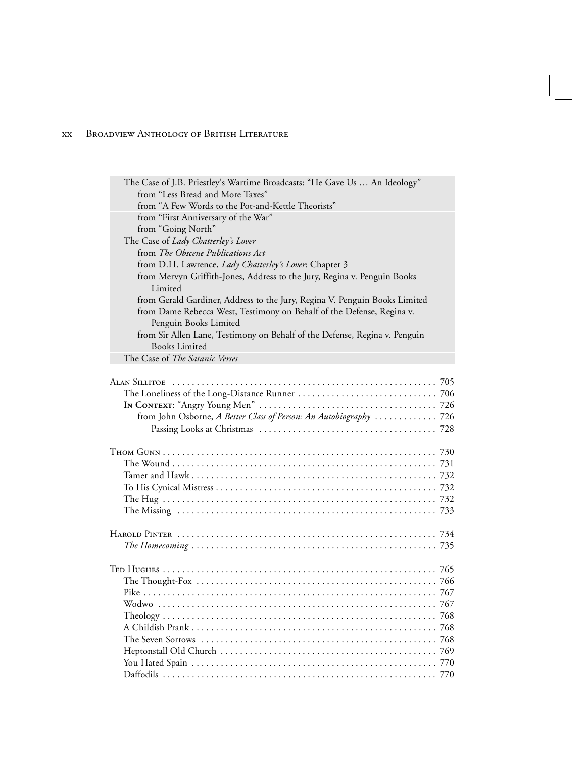The Case of J.B. Priestley's Wartime Broadcasts: "He Gave Us … An Ideology"
 from "Less Bread and More Taxes"
 from "A Few Words to the Pot-and-Kettle Theorists"
 from "First Anniversary of the War"
 from "Going North"
The Case of *Lady Chatterley's Lover*
 from *The Obscene Publications Act*
 from D.H. Lawrence, *Lady Chatterley's Lover*: Chapter 3
 from Mervyn Griffith-Jones, Address to the Jury, Regina v. Penguin Books Limited
 from Gerald Gardiner, Address to the Jury, Regina V. Penguin Books Limited
 from Dame Rebecca West, Testimony on Behalf of the Defense, Regina v. Penguin Books Limited
 from Sir Allen Lane, Testimony on Behalf of the Defense, Regina v. Penguin Books Limited
The Case of *The Satanic Verses*

Alan Sillitoe ........ 705
 The Loneliness of the Long-Distance Runner ........ 706
 **In Context**: "Angry Young Men" ........ 726
 from John Osborne, *A Better Class of Person: An Autobiography* ........ 726
 Passing Looks at Christmas ........ 728

Thom Gunn ........ 730
 The Wound ........ 731
 Tamer and Hawk ........ 732
 To His Cynical Mistress ........ 732
 The Hug ........ 732
 The Missing ........ 733

Harold Pinter ........ 734
 *The Homecoming* ........ 735

Ted Hughes ........ 765
 The Thought-Fox ........ 766
 Pike ........ 767
 Wodwo ........ 767
 Theology ........ 768
 A Childish Prank ........ 768
 The Seven Sorrows ........ 768
 Heptonstall Old Church ........ 769
 You Hated Spain ........ 770
 Daffodils ........ 770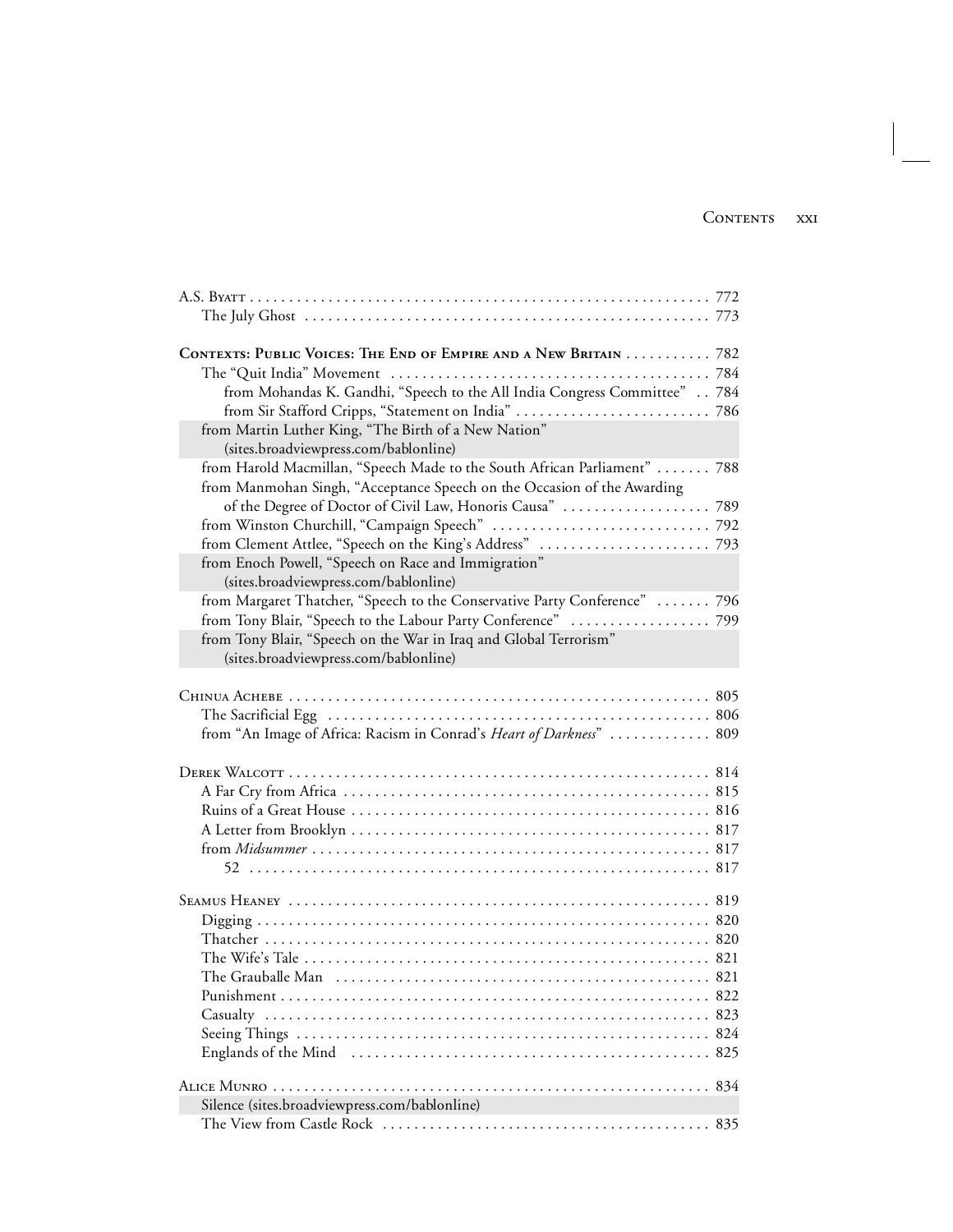A.S. Byatt . . . . . . . . . . . . . . . . . . . . . . . . . . . . . . . . . . . . . . . . . . . . . . . . . . . . . . . . . 772
The July Ghost . . . . . . . . . . . . . . . . . . . . . . . . . . . . . . . . . . . . . . . . . . . . . . . . . . . 773

**Contexts: Public Voices: The End of Empire and a New Britain** . . . . . . . . . . . 782
The "Quit India" Movement . . . . . . . . . . . . . . . . . . . . . . . . . . . . . . . . . . . . . . . . 784
from Mohandas K. Gandhi, "Speech to the All India Congress Committee" . . 784
from Sir Stafford Cripps, "Statement on India" . . . . . . . . . . . . . . . . . . . . . . . . . 786
from Martin Luther King, "The Birth of a New Nation" (sites.broadviewpress.com/bablonline)
from Harold Macmillan, "Speech Made to the South African Parliament" . . . . . . . 788
from Manmohan Singh, "Acceptance Speech on the Occasion of the Awarding of the Degree of Doctor of Civil Law, Honoris Causa" . . . . . . . . . . . . . . . . . . . 789
from Winston Churchill, "Campaign Speech" . . . . . . . . . . . . . . . . . . . . . . . . . . . 792
from Clement Attlee, "Speech on the King's Address" . . . . . . . . . . . . . . . . . . . . . 793
from Enoch Powell, "Speech on Race and Immigration" (sites.broadviewpress.com/bablonline)
from Margaret Thatcher, "Speech to the Conservative Party Conference" . . . . . . . 796
from Tony Blair, "Speech to the Labour Party Conference" . . . . . . . . . . . . . . . . . 799
from Tony Blair, "Speech on the War in Iraq and Global Terrorism" (sites.broadviewpress.com/bablonline)

Chinua Achebe . . . . . . . . . . . . . . . . . . . . . . . . . . . . . . . . . . . . . . . . . . . . . . . . . . . . 805
The Sacrificial Egg . . . . . . . . . . . . . . . . . . . . . . . . . . . . . . . . . . . . . . . . . . . . . . . . 806
from "An Image of Africa: Racism in Conrad's *Heart of Darkness*" . . . . . . . . . . . . 809

Derek Walcott . . . . . . . . . . . . . . . . . . . . . . . . . . . . . . . . . . . . . . . . . . . . . . . . . . . . 814
A Far Cry from Africa . . . . . . . . . . . . . . . . . . . . . . . . . . . . . . . . . . . . . . . . . . . . . . 815
Ruins of a Great House . . . . . . . . . . . . . . . . . . . . . . . . . . . . . . . . . . . . . . . . . . . . . 816
A Letter from Brooklyn . . . . . . . . . . . . . . . . . . . . . . . . . . . . . . . . . . . . . . . . . . . . . 817
from *Midsummer* . . . . . . . . . . . . . . . . . . . . . . . . . . . . . . . . . . . . . . . . . . . . . . . . . . 817
52 . . . . . . . . . . . . . . . . . . . . . . . . . . . . . . . . . . . . . . . . . . . . . . . . . . . . . . . . . . 817

Seamus Heaney . . . . . . . . . . . . . . . . . . . . . . . . . . . . . . . . . . . . . . . . . . . . . . . . . . . . 819
Digging . . . . . . . . . . . . . . . . . . . . . . . . . . . . . . . . . . . . . . . . . . . . . . . . . . . . . . . . . 820
Thatcher . . . . . . . . . . . . . . . . . . . . . . . . . . . . . . . . . . . . . . . . . . . . . . . . . . . . . . . . 820
The Wife's Tale . . . . . . . . . . . . . . . . . . . . . . . . . . . . . . . . . . . . . . . . . . . . . . . . . . . 821
The Grauballe Man . . . . . . . . . . . . . . . . . . . . . . . . . . . . . . . . . . . . . . . . . . . . . . . . 821
Punishment . . . . . . . . . . . . . . . . . . . . . . . . . . . . . . . . . . . . . . . . . . . . . . . . . . . . . . 822
Casualty . . . . . . . . . . . . . . . . . . . . . . . . . . . . . . . . . . . . . . . . . . . . . . . . . . . . . . . . 823
Seeing Things . . . . . . . . . . . . . . . . . . . . . . . . . . . . . . . . . . . . . . . . . . . . . . . . . . . . 824
Englands of the Mind . . . . . . . . . . . . . . . . . . . . . . . . . . . . . . . . . . . . . . . . . . . . . . 825

Alice Munro . . . . . . . . . . . . . . . . . . . . . . . . . . . . . . . . . . . . . . . . . . . . . . . . . . . . . . . 834
Silence (sites.broadviewpress.com/bablonline)
The View from Castle Rock . . . . . . . . . . . . . . . . . . . . . . . . . . . . . . . . . . . . . . . . . . 835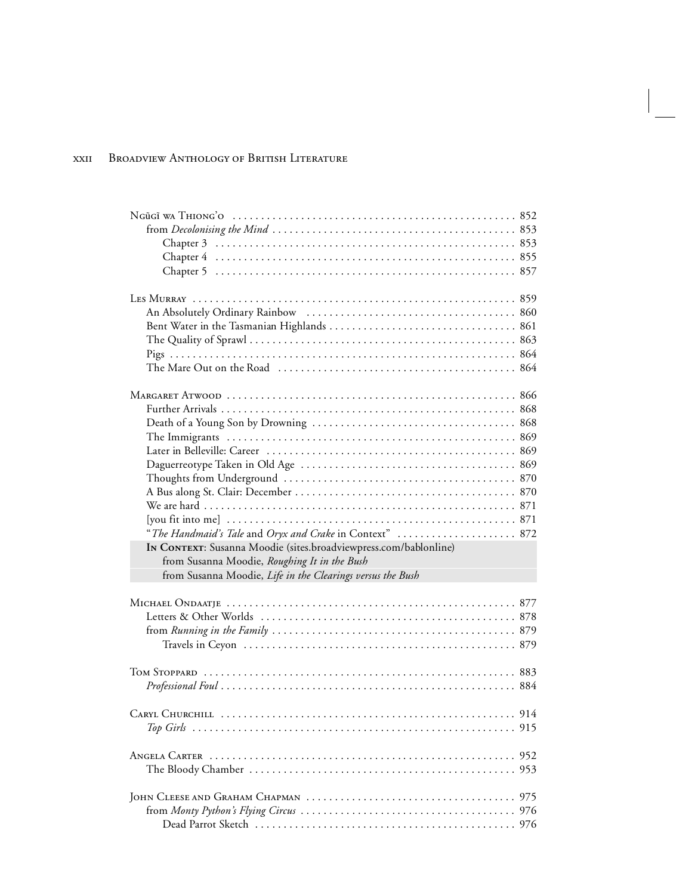Ngũgĩ wa Thiong'o . . . . . . . . . . . . . . . . . . . . . . . . . . . . . . . . . . . . . . . . . . . . . . . . 852
from *Decolonising the Mind* . . . . . . . . . . . . . . . . . . . . . . . . . . . . . . . . . . . . . . . . . 853
Chapter 3 . . . . . . . . . . . . . . . . . . . . . . . . . . . . . . . . . . . . . . . . . . . . . . . . . . . 853
Chapter 4 . . . . . . . . . . . . . . . . . . . . . . . . . . . . . . . . . . . . . . . . . . . . . . . . . . . 855
Chapter 5 . . . . . . . . . . . . . . . . . . . . . . . . . . . . . . . . . . . . . . . . . . . . . . . . . . . 857

Les Murray . . . . . . . . . . . . . . . . . . . . . . . . . . . . . . . . . . . . . . . . . . . . . . . . . . . . . . 859
An Absolutely Ordinary Rainbow . . . . . . . . . . . . . . . . . . . . . . . . . . . . . . . . . . . . 860
Bent Water in the Tasmanian Highlands . . . . . . . . . . . . . . . . . . . . . . . . . . . . . . . . 861
The Quality of Sprawl . . . . . . . . . . . . . . . . . . . . . . . . . . . . . . . . . . . . . . . . . . . . . 863
Pigs . . . . . . . . . . . . . . . . . . . . . . . . . . . . . . . . . . . . . . . . . . . . . . . . . . . . . . . . . . 864
The Mare Out on the Road . . . . . . . . . . . . . . . . . . . . . . . . . . . . . . . . . . . . . . . . . 864

Margaret Atwood . . . . . . . . . . . . . . . . . . . . . . . . . . . . . . . . . . . . . . . . . . . . . . . . . 866
Further Arrivals . . . . . . . . . . . . . . . . . . . . . . . . . . . . . . . . . . . . . . . . . . . . . . . . . . 868
Death of a Young Son by Drowning . . . . . . . . . . . . . . . . . . . . . . . . . . . . . . . . . . . 868
The Immigrants . . . . . . . . . . . . . . . . . . . . . . . . . . . . . . . . . . . . . . . . . . . . . . . . . . 869
Later in Belleville: Career . . . . . . . . . . . . . . . . . . . . . . . . . . . . . . . . . . . . . . . . . . 869
Daguerreotype Taken in Old Age . . . . . . . . . . . . . . . . . . . . . . . . . . . . . . . . . . . . . 869
Thoughts from Underground . . . . . . . . . . . . . . . . . . . . . . . . . . . . . . . . . . . . . . . . 870
A Bus along St. Clair: December . . . . . . . . . . . . . . . . . . . . . . . . . . . . . . . . . . . . . . 870
We are hard . . . . . . . . . . . . . . . . . . . . . . . . . . . . . . . . . . . . . . . . . . . . . . . . . . . . . 871
[you fit into me] . . . . . . . . . . . . . . . . . . . . . . . . . . . . . . . . . . . . . . . . . . . . . . . . . 871
"*The Handmaid's Tale* and *Oryx and Crake* in Context" . . . . . . . . . . . . . . . . . . . . 872
**In Context**: Susanna Moodie (sites.broadviewpress.com/bablonline)
from Susanna Moodie, *Roughing It in the Bush*
from Susanna Moodie, *Life in the Clearings versus the Bush*

Michael Ondaatje . . . . . . . . . . . . . . . . . . . . . . . . . . . . . . . . . . . . . . . . . . . . . . . . . 877
Letters & Other Worlds . . . . . . . . . . . . . . . . . . . . . . . . . . . . . . . . . . . . . . . . . . . . 878
from *Running in the Family* . . . . . . . . . . . . . . . . . . . . . . . . . . . . . . . . . . . . . . . . . 879
Travels in Ceyon . . . . . . . . . . . . . . . . . . . . . . . . . . . . . . . . . . . . . . . . . . . . . . . . 879

Tom Stoppard . . . . . . . . . . . . . . . . . . . . . . . . . . . . . . . . . . . . . . . . . . . . . . . . . . . . 883
*Professional Foul* . . . . . . . . . . . . . . . . . . . . . . . . . . . . . . . . . . . . . . . . . . . . . . . . . 884

Caryl Churchill . . . . . . . . . . . . . . . . . . . . . . . . . . . . . . . . . . . . . . . . . . . . . . . . . . . 914
*Top Girls* . . . . . . . . . . . . . . . . . . . . . . . . . . . . . . . . . . . . . . . . . . . . . . . . . . . . . . 915

Angela Carter . . . . . . . . . . . . . . . . . . . . . . . . . . . . . . . . . . . . . . . . . . . . . . . . . . . . 952
The Bloody Chamber . . . . . . . . . . . . . . . . . . . . . . . . . . . . . . . . . . . . . . . . . . . . . . . 953

John Cleese and Graham Chapman . . . . . . . . . . . . . . . . . . . . . . . . . . . . . . . . . . . . . 975
from *Monty Python's Flying Circus* . . . . . . . . . . . . . . . . . . . . . . . . . . . . . . . . . . . . 976
Dead Parrot Sketch . . . . . . . . . . . . . . . . . . . . . . . . . . . . . . . . . . . . . . . . . . . . . . . 976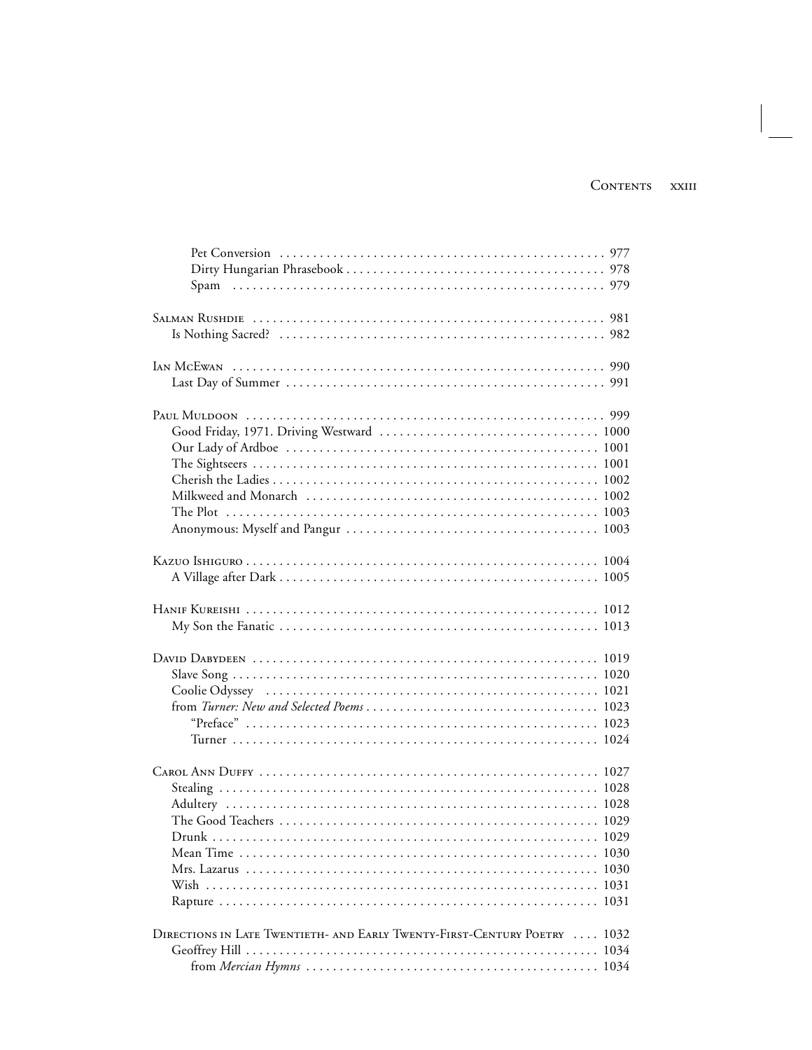Pet Conversion 977
Dirty Hungarian Phrasebook 978
Spam 979

Salman Rushdie 981
Is Nothing Sacred? 982

Ian McEwan 990
Last Day of Summer 991

Paul Muldoon 999
Good Friday, 1971. Driving Westward 1000
Our Lady of Ardboe 1001
The Sightseers 1001
Cherish the Ladies 1002
Milkweed and Monarch 1002
The Plot 1003
Anonymous: Myself and Pangur 1003

Kazuo Ishiguro 1004
A Village after Dark 1005

Hanif Kureishi 1012
My Son the Fanatic 1013

David Dabydeen 1019
Slave Song 1020
Coolie Odyssey 1021
from *Turner: New and Selected Poems* 1023
"Preface" 1023
Turner 1024

Carol Ann Duffy 1027
Stealing 1028
Adultery 1028
The Good Teachers 1029
Drunk 1029
Mean Time 1030
Mrs. Lazarus 1030
Wish 1031
Rapture 1031

Directions in Late Twentieth- and Early Twenty-First-Century Poetry 1032
Geoffrey Hill 1034
from *Mercian Hymns* 1034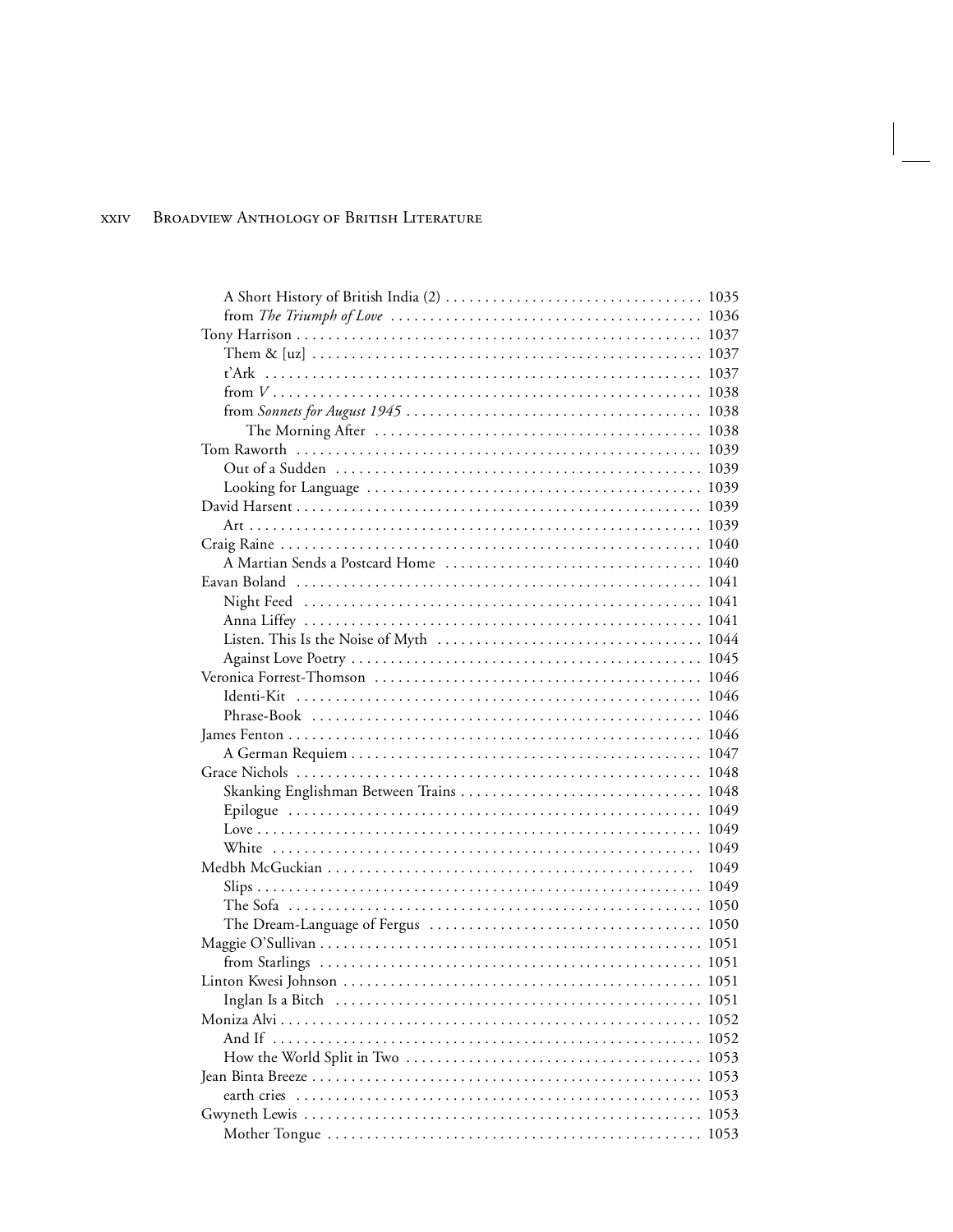A Short History of British India (2) . . . . . . . . . . . . . . . . . . . . . . . . . . . . . . . . 1035
from *The Triumph of Love* . . . . . . . . . . . . . . . . . . . . . . . . . . . . . . . . . . . . . . 1036
Tony Harrison . . . . . . . . . . . . . . . . . . . . . . . . . . . . . . . . . . . . . . . . . . . . . . . . . . . 1037
Them & [uz] . . . . . . . . . . . . . . . . . . . . . . . . . . . . . . . . . . . . . . . . . . . . . . . . . 1037
t'Ark . . . . . . . . . . . . . . . . . . . . . . . . . . . . . . . . . . . . . . . . . . . . . . . . . . . . . . . 1037
from *V* . . . . . . . . . . . . . . . . . . . . . . . . . . . . . . . . . . . . . . . . . . . . . . . . . . . . . 1038
from *Sonnets for August 1945* . . . . . . . . . . . . . . . . . . . . . . . . . . . . . . . . . . . . 1038
The Morning After . . . . . . . . . . . . . . . . . . . . . . . . . . . . . . . . . . . . . . . . . 1038
Tom Raworth . . . . . . . . . . . . . . . . . . . . . . . . . . . . . . . . . . . . . . . . . . . . . . . . . . . 1039
Out of a Sudden . . . . . . . . . . . . . . . . . . . . . . . . . . . . . . . . . . . . . . . . . . . . . . 1039
Looking for Language . . . . . . . . . . . . . . . . . . . . . . . . . . . . . . . . . . . . . . . . . . 1039
David Harsent . . . . . . . . . . . . . . . . . . . . . . . . . . . . . . . . . . . . . . . . . . . . . . . . . . . 1039
Art . . . . . . . . . . . . . . . . . . . . . . . . . . . . . . . . . . . . . . . . . . . . . . . . . . . . . . . . . 1039
Craig Raine . . . . . . . . . . . . . . . . . . . . . . . . . . . . . . . . . . . . . . . . . . . . . . . . . . . . . 1040
A Martian Sends a Postcard Home . . . . . . . . . . . . . . . . . . . . . . . . . . . . . . . . 1040
Eavan Boland . . . . . . . . . . . . . . . . . . . . . . . . . . . . . . . . . . . . . . . . . . . . . . . . . . . 1041
Night Feed . . . . . . . . . . . . . . . . . . . . . . . . . . . . . . . . . . . . . . . . . . . . . . . . . . 1041
Anna Liffey . . . . . . . . . . . . . . . . . . . . . . . . . . . . . . . . . . . . . . . . . . . . . . . . . . 1041
Listen. This Is the Noise of Myth . . . . . . . . . . . . . . . . . . . . . . . . . . . . . . . . . 1044
Against Love Poetry . . . . . . . . . . . . . . . . . . . . . . . . . . . . . . . . . . . . . . . . . . . 1045
Veronica Forrest-Thomson . . . . . . . . . . . . . . . . . . . . . . . . . . . . . . . . . . . . . . . . . 1046
Identi-Kit . . . . . . . . . . . . . . . . . . . . . . . . . . . . . . . . . . . . . . . . . . . . . . . . . . . 1046
Phrase-Book . . . . . . . . . . . . . . . . . . . . . . . . . . . . . . . . . . . . . . . . . . . . . . . . . 1046
James Fenton . . . . . . . . . . . . . . . . . . . . . . . . . . . . . . . . . . . . . . . . . . . . . . . . . . . 1046
A German Requiem . . . . . . . . . . . . . . . . . . . . . . . . . . . . . . . . . . . . . . . . . . . . 1047
Grace Nichols . . . . . . . . . . . . . . . . . . . . . . . . . . . . . . . . . . . . . . . . . . . . . . . . . . . 1048
Skanking Englishman Between Trains . . . . . . . . . . . . . . . . . . . . . . . . . . . . . . 1048
Epilogue . . . . . . . . . . . . . . . . . . . . . . . . . . . . . . . . . . . . . . . . . . . . . . . . . . . . 1049
Love . . . . . . . . . . . . . . . . . . . . . . . . . . . . . . . . . . . . . . . . . . . . . . . . . . . . . . . 1049
White . . . . . . . . . . . . . . . . . . . . . . . . . . . . . . . . . . . . . . . . . . . . . . . . . . . . . . 1049
Medbh McGuckian . . . . . . . . . . . . . . . . . . . . . . . . . . . . . . . . . . . . . . . . . . . . . . . 1049
Slips . . . . . . . . . . . . . . . . . . . . . . . . . . . . . . . . . . . . . . . . . . . . . . . . . . . . . . . . 1049
The Sofa . . . . . . . . . . . . . . . . . . . . . . . . . . . . . . . . . . . . . . . . . . . . . . . . . . . . 1050
The Dream-Language of Fergus . . . . . . . . . . . . . . . . . . . . . . . . . . . . . . . . . . . 1050
Maggie O'Sullivan . . . . . . . . . . . . . . . . . . . . . . . . . . . . . . . . . . . . . . . . . . . . . . . 1051
from Starlings . . . . . . . . . . . . . . . . . . . . . . . . . . . . . . . . . . . . . . . . . . . . . . . . 1051
Linton Kwesi Johnson . . . . . . . . . . . . . . . . . . . . . . . . . . . . . . . . . . . . . . . . . . . . 1051
Inglan Is a Bitch . . . . . . . . . . . . . . . . . . . . . . . . . . . . . . . . . . . . . . . . . . . . . . 1051
Moniza Alvi . . . . . . . . . . . . . . . . . . . . . . . . . . . . . . . . . . . . . . . . . . . . . . . . . . . . 1052
And If . . . . . . . . . . . . . . . . . . . . . . . . . . . . . . . . . . . . . . . . . . . . . . . . . . . . . . 1052
How the World Split in Two . . . . . . . . . . . . . . . . . . . . . . . . . . . . . . . . . . . . . 1053
Jean Binta Breeze . . . . . . . . . . . . . . . . . . . . . . . . . . . . . . . . . . . . . . . . . . . . . . . . 1053
earth cries . . . . . . . . . . . . . . . . . . . . . . . . . . . . . . . . . . . . . . . . . . . . . . . . . . . 1053
Gwyneth Lewis . . . . . . . . . . . . . . . . . . . . . . . . . . . . . . . . . . . . . . . . . . . . . . . . . . 1053
Mother Tongue . . . . . . . . . . . . . . . . . . . . . . . . . . . . . . . . . . . . . . . . . . . . . . . . 1053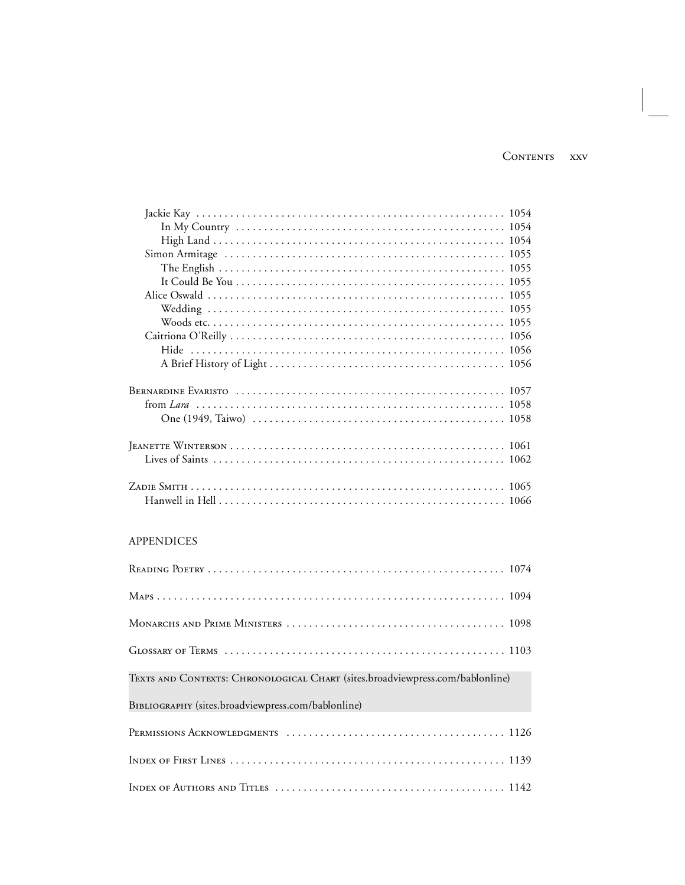Jackie Kay . . . . . . . . . . . . . . . . . . . . . . . . . . . . . . . . . . . . . . . . . . . . . . . . . . . . . 1054
    In My Country . . . . . . . . . . . . . . . . . . . . . . . . . . . . . . . . . . . . . . . . . . . . . . . 1054
    High Land . . . . . . . . . . . . . . . . . . . . . . . . . . . . . . . . . . . . . . . . . . . . . . . . . . 1054
Simon Armitage . . . . . . . . . . . . . . . . . . . . . . . . . . . . . . . . . . . . . . . . . . . . . . . . 1055
    The English . . . . . . . . . . . . . . . . . . . . . . . . . . . . . . . . . . . . . . . . . . . . . . . . . 1055
    It Could Be You . . . . . . . . . . . . . . . . . . . . . . . . . . . . . . . . . . . . . . . . . . . . . . 1055
Alice Oswald . . . . . . . . . . . . . . . . . . . . . . . . . . . . . . . . . . . . . . . . . . . . . . . . . . 1055
    Wedding . . . . . . . . . . . . . . . . . . . . . . . . . . . . . . . . . . . . . . . . . . . . . . . . . . . 1055
    Woods etc. . . . . . . . . . . . . . . . . . . . . . . . . . . . . . . . . . . . . . . . . . . . . . . . . . 1055
Caitriona O'Reilly . . . . . . . . . . . . . . . . . . . . . . . . . . . . . . . . . . . . . . . . . . . . . . . 1056
    Hide . . . . . . . . . . . . . . . . . . . . . . . . . . . . . . . . . . . . . . . . . . . . . . . . . . . . . 1056
    A Brief History of Light . . . . . . . . . . . . . . . . . . . . . . . . . . . . . . . . . . . . . . . . . 1056

Bernardine Evaristo . . . . . . . . . . . . . . . . . . . . . . . . . . . . . . . . . . . . . . . . . . . . . . . 1057
  from *Lara* . . . . . . . . . . . . . . . . . . . . . . . . . . . . . . . . . . . . . . . . . . . . . . . . . . . 1058
    One (1949, Taiwo) . . . . . . . . . . . . . . . . . . . . . . . . . . . . . . . . . . . . . . . . . . . 1058

Jeanette Winterson . . . . . . . . . . . . . . . . . . . . . . . . . . . . . . . . . . . . . . . . . . . . . . . 1061
  Lives of Saints . . . . . . . . . . . . . . . . . . . . . . . . . . . . . . . . . . . . . . . . . . . . . . . . . 1062

Zadie Smith . . . . . . . . . . . . . . . . . . . . . . . . . . . . . . . . . . . . . . . . . . . . . . . . . . . . . 1065
  Hanwell in Hell . . . . . . . . . . . . . . . . . . . . . . . . . . . . . . . . . . . . . . . . . . . . . . . . . 1066

## APPENDICES

Reading Poetry . . . . . . . . . . . . . . . . . . . . . . . . . . . . . . . . . . . . . . . . . . . . . . . . . . . 1074

Maps . . . . . . . . . . . . . . . . . . . . . . . . . . . . . . . . . . . . . . . . . . . . . . . . . . . . . . . . . . 1094

Monarchs and Prime Ministers . . . . . . . . . . . . . . . . . . . . . . . . . . . . . . . . . . . . . . 1098

Glossary of Terms . . . . . . . . . . . . . . . . . . . . . . . . . . . . . . . . . . . . . . . . . . . . . . . . 1103

Texts and Contexts: Chronological Chart (sites.broadviewpress.com/bablonline)

Bibliography (sites.broadviewpress.com/bablonline)

Permissions Acknowledgments . . . . . . . . . . . . . . . . . . . . . . . . . . . . . . . . . . . . . . 1126

Index of First Lines . . . . . . . . . . . . . . . . . . . . . . . . . . . . . . . . . . . . . . . . . . . . . . . . 1139

Index of Authors and Titles . . . . . . . . . . . . . . . . . . . . . . . . . . . . . . . . . . . . . . . . 1142